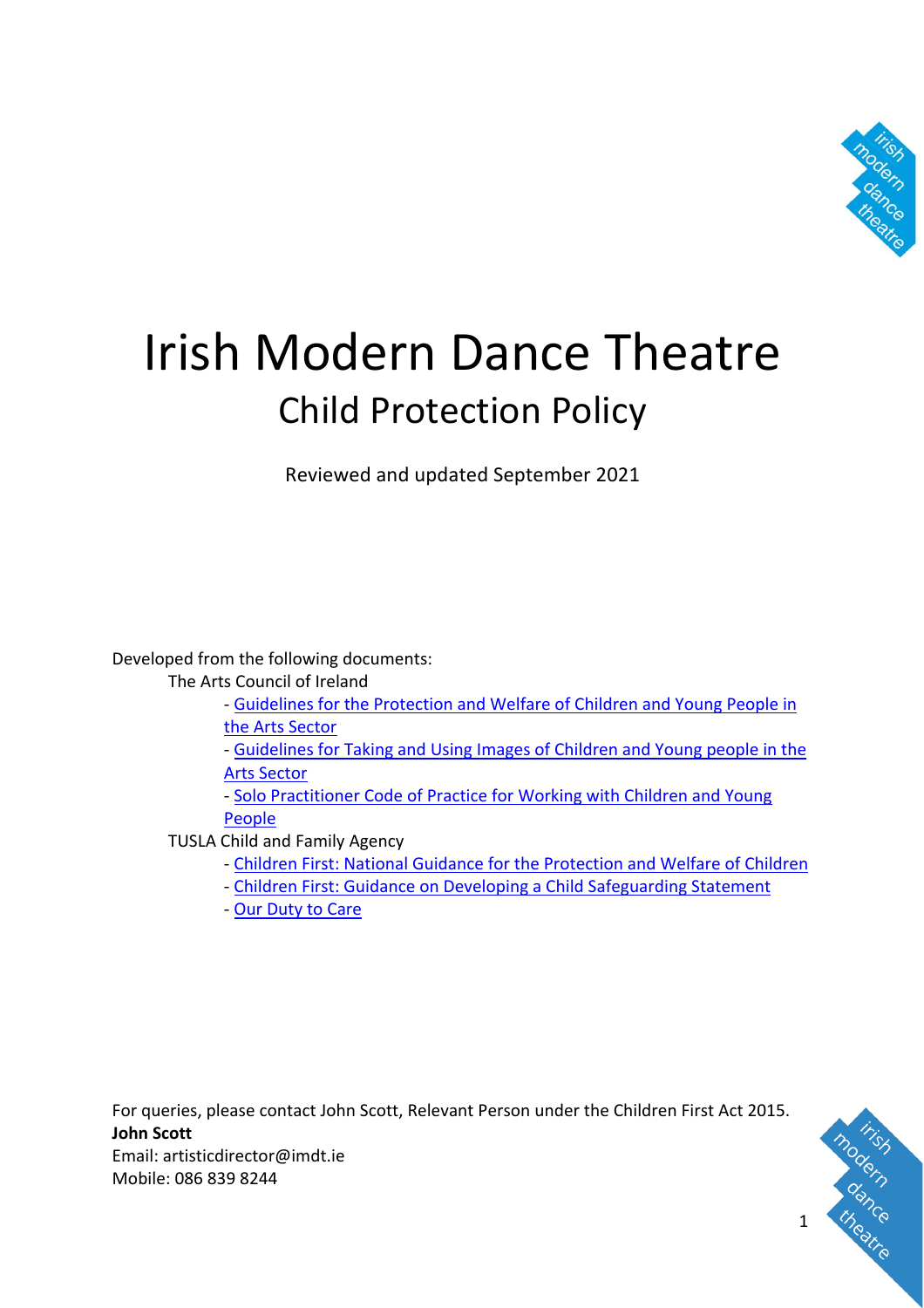# Irish Modern Dance Theatre

## Child Protection Policy

Reviewed and updated September 2021

Developed from the following documents:

The Arts Council of Ireland

- Guidelines for the Protection and Welfare of Children and Young People in the Arts Sector
- Guidelines for Taking and Using Images of Children and Young people in the Arts Sector
- Solo Practitioner Code of Practice for Working with Children and Young People

TUSLA Child and Family Agency

- Children First: National Guidance for the Protection and Welfare of Children
- Children First: Guidance on Developing a Child Safeguarding Statement
- Our Duty to Care

For queries, please contact John Scott, Relevant Person under the Children First Act 2015.
**John Scott**
Email: artisticdirector@imdt.ie
Mobile: 086 839 8244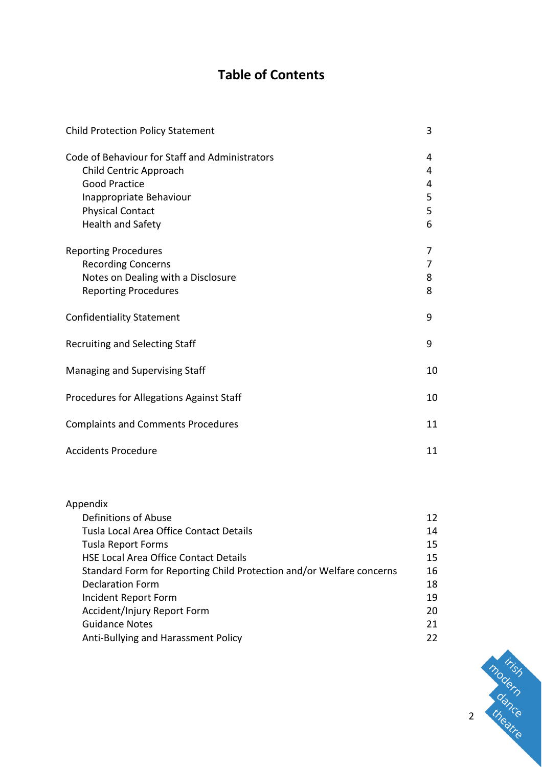# Table of Contents

| | |
|---|---|
| Child Protection Policy Statement | 3 |
| Code of Behaviour for Staff and Administrators | 4 |
| Child Centric Approach | 4 |
| Good Practice | 4 |
| Inappropriate Behaviour | 5 |
| Physical Contact | 5 |
| Health and Safety | 6 |
| Reporting Procedures | 7 |
| Recording Concerns | 7 |
| Notes on Dealing with a Disclosure | 8 |
| Reporting Procedures | 8 |
| Confidentiality Statement | 9 |
| Recruiting and Selecting Staff | 9 |
| Managing and Supervising Staff | 10 |
| Procedures for Allegations Against Staff | 10 |
| Complaints and Comments Procedures | 11 |
| Accidents Procedure | 11 |
| Appendix | |
| Definitions of Abuse | 12 |
| Tusla Local Area Office Contact Details | 14 |
| Tusla Report Forms | 15 |
| HSE Local Area Office Contact Details | 15 |
| Standard Form for Reporting Child Protection and/or Welfare concerns | 16 |
| Declaration Form | 18 |
| Incident Report Form | 19 |
| Accident/Injury Report Form | 20 |
| Guidance Notes | 21 |
| Anti-Bullying and Harassment Policy | 22 |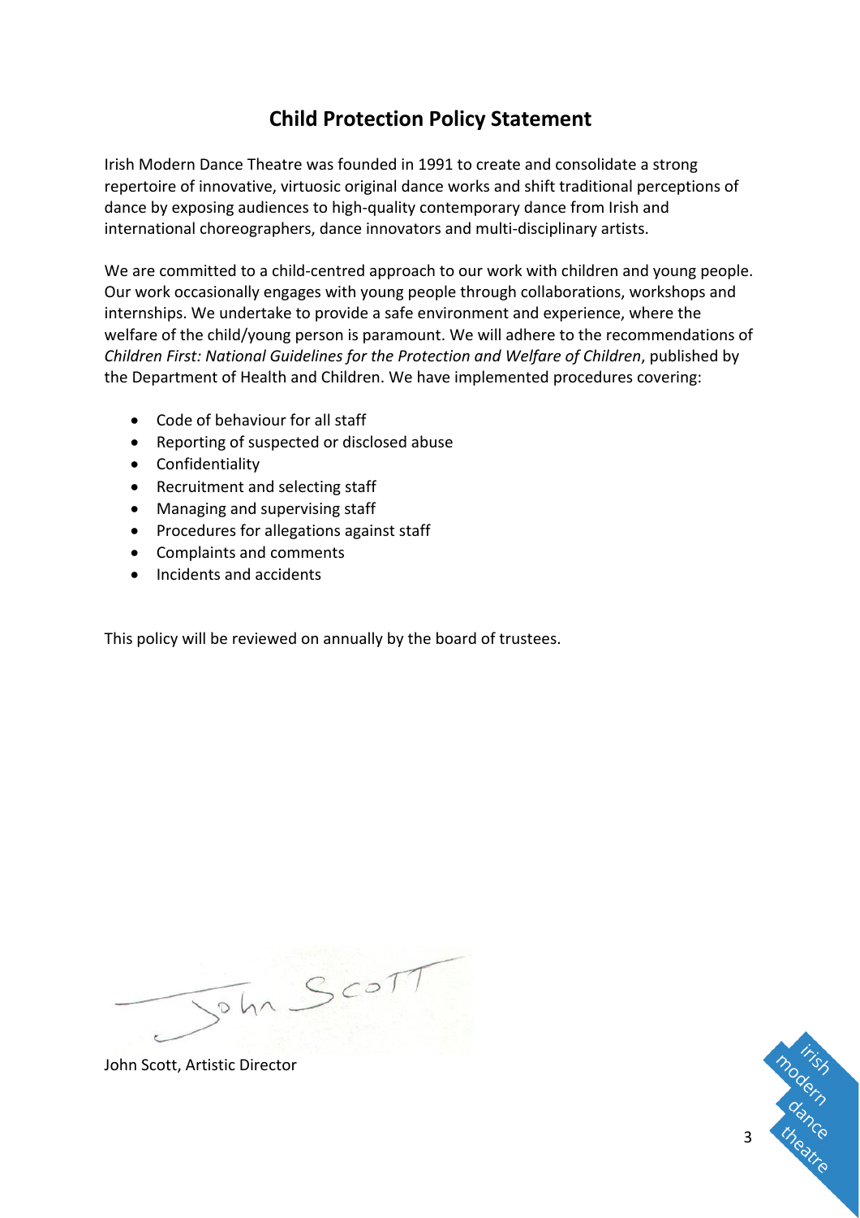# Child Protection Policy Statement

Irish Modern Dance Theatre was founded in 1991 to create and consolidate a strong repertoire of innovative, virtuosic original dance works and shift traditional perceptions of dance by exposing audiences to high-quality contemporary dance from Irish and international choreographers, dance innovators and multi-disciplinary artists.

We are committed to a child-centred approach to our work with children and young people. Our work occasionally engages with young people through collaborations, workshops and internships. We undertake to provide a safe environment and experience, where the welfare of the child/young person is paramount. We will adhere to the recommendations of *Children First: National Guidelines for the Protection and Welfare of Children*, published by the Department of Health and Children. We have implemented procedures covering:

- Code of behaviour for all staff
- Reporting of suspected or disclosed abuse
- Confidentiality
- Recruitment and selecting staff
- Managing and supervising staff
- Procedures for allegations against staff
- Complaints and comments
- Incidents and accidents

This policy will be reviewed on annually by the board of trustees.

John Scott

John Scott, Artistic Director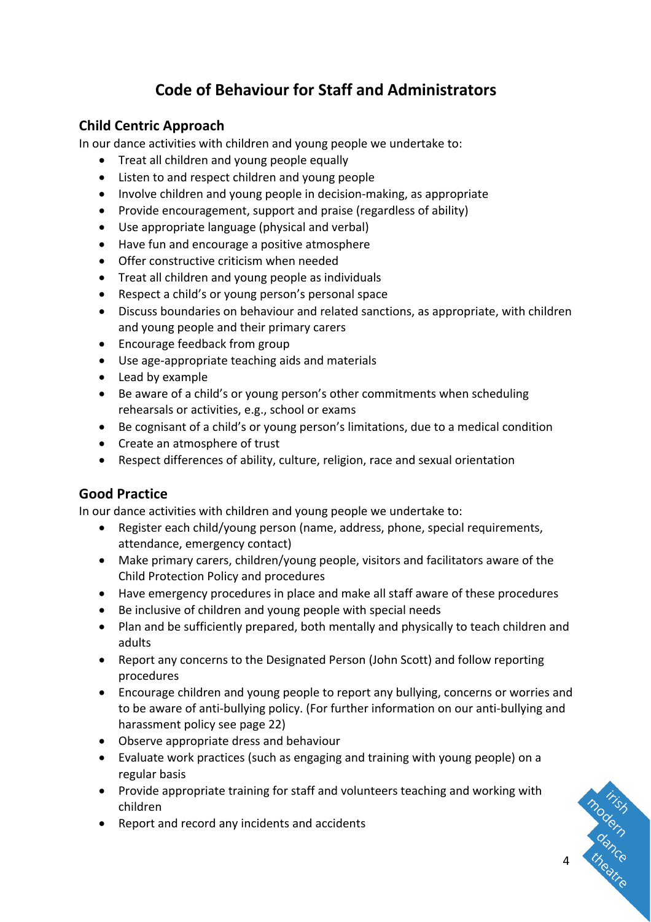# Code of Behaviour for Staff and Administrators

## Child Centric Approach

In our dance activities with children and young people we undertake to:

- Treat all children and young people equally
- Listen to and respect children and young people
- Involve children and young people in decision-making, as appropriate
- Provide encouragement, support and praise (regardless of ability)
- Use appropriate language (physical and verbal)
- Have fun and encourage a positive atmosphere
- Offer constructive criticism when needed
- Treat all children and young people as individuals
- Respect a child's or young person's personal space
- Discuss boundaries on behaviour and related sanctions, as appropriate, with children and young people and their primary carers
- Encourage feedback from group
- Use age-appropriate teaching aids and materials
- Lead by example
- Be aware of a child's or young person's other commitments when scheduling rehearsals or activities, e.g., school or exams
- Be cognisant of a child's or young person's limitations, due to a medical condition
- Create an atmosphere of trust
- Respect differences of ability, culture, religion, race and sexual orientation

## Good Practice

In our dance activities with children and young people we undertake to:

- Register each child/young person (name, address, phone, special requirements, attendance, emergency contact)
- Make primary carers, children/young people, visitors and facilitators aware of the Child Protection Policy and procedures
- Have emergency procedures in place and make all staff aware of these procedures
- Be inclusive of children and young people with special needs
- Plan and be sufficiently prepared, both mentally and physically to teach children and adults
- Report any concerns to the Designated Person (John Scott) and follow reporting procedures
- Encourage children and young people to report any bullying, concerns or worries and to be aware of anti-bullying policy. (For further information on our anti-bullying and harassment policy see page 22)
- Observe appropriate dress and behaviour
- Evaluate work practices (such as engaging and training with young people) on a regular basis
- Provide appropriate training for staff and volunteers teaching and working with children
- Report and record any incidents and accidents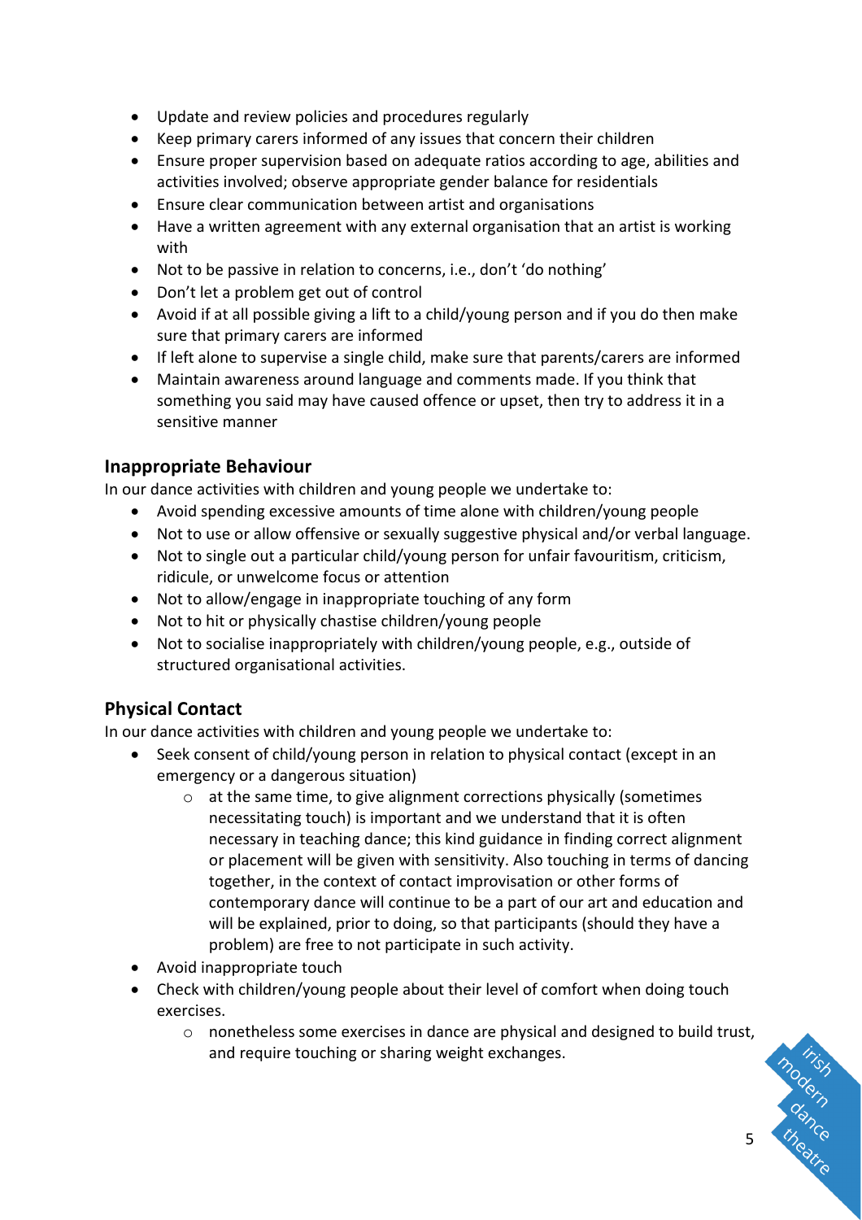- Update and review policies and procedures regularly
- Keep primary carers informed of any issues that concern their children
- Ensure proper supervision based on adequate ratios according to age, abilities and activities involved; observe appropriate gender balance for residentials
- Ensure clear communication between artist and organisations
- Have a written agreement with any external organisation that an artist is working with
- Not to be passive in relation to concerns, i.e., don't 'do nothing'
- Don't let a problem get out of control
- Avoid if at all possible giving a lift to a child/young person and if you do then make sure that primary carers are informed
- If left alone to supervise a single child, make sure that parents/carers are informed
- Maintain awareness around language and comments made. If you think that something you said may have caused offence or upset, then try to address it in a sensitive manner

### Inappropriate Behaviour

In our dance activities with children and young people we undertake to:

- Avoid spending excessive amounts of time alone with children/young people
- Not to use or allow offensive or sexually suggestive physical and/or verbal language.
- Not to single out a particular child/young person for unfair favouritism, criticism, ridicule, or unwelcome focus or attention
- Not to allow/engage in inappropriate touching of any form
- Not to hit or physically chastise children/young people
- Not to socialise inappropriately with children/young people, e.g., outside of structured organisational activities.

### Physical Contact

In our dance activities with children and young people we undertake to:

- Seek consent of child/young person in relation to physical contact (except in an emergency or a dangerous situation)
  - at the same time, to give alignment corrections physically (sometimes necessitating touch) is important and we understand that it is often necessary in teaching dance; this kind guidance in finding correct alignment or placement will be given with sensitivity. Also touching in terms of dancing together, in the context of contact improvisation or other forms of contemporary dance will continue to be a part of our art and education and will be explained, prior to doing, so that participants (should they have a problem) are free to not participate in such activity.
- Avoid inappropriate touch
- Check with children/young people about their level of comfort when doing touch exercises.
  - nonetheless some exercises in dance are physical and designed to build trust, and require touching or sharing weight exchanges.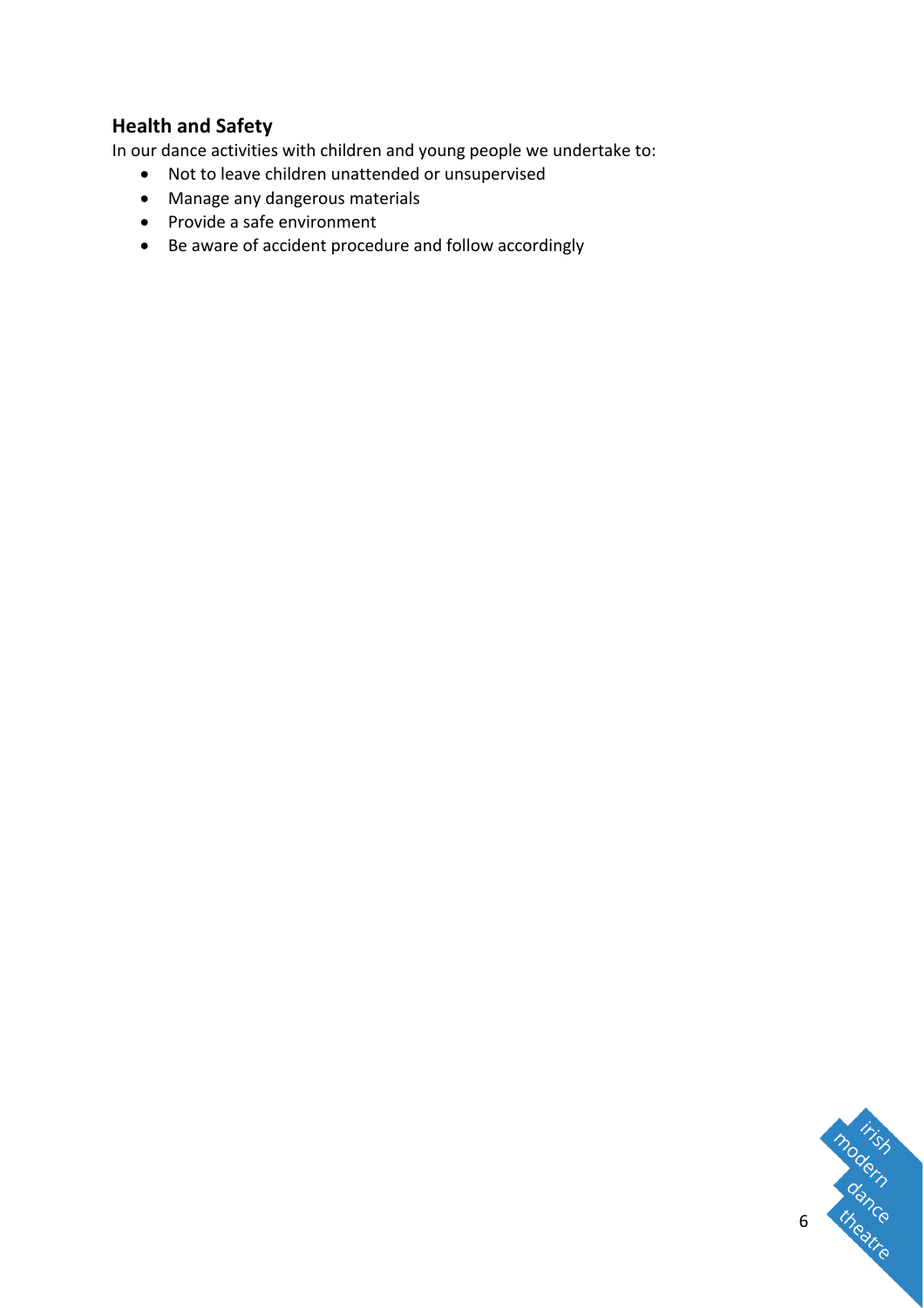## Health and Safety

In our dance activities with children and young people we undertake to:

- Not to leave children unattended or unsupervised
- Manage any dangerous materials
- Provide a safe environment
- Be aware of accident procedure and follow accordingly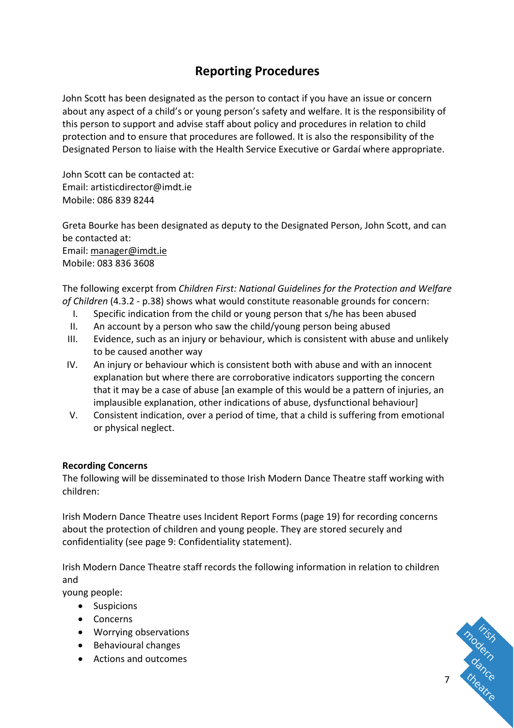## Reporting Procedures

John Scott has been designated as the person to contact if you have an issue or concern about any aspect of a child's or young person's safety and welfare. It is the responsibility of this person to support and advise staff about policy and procedures in relation to child protection and to ensure that procedures are followed. It is also the responsibility of the Designated Person to liaise with the Health Service Executive or Gardaí where appropriate.

John Scott can be contacted at:
Email: artisticdirector@imdt.ie
Mobile: 086 839 8244

Greta Bourke has been designated as deputy to the Designated Person, John Scott, and can be contacted at:
Email: manager@imdt.ie
Mobile: 083 836 3608

The following excerpt from *Children First: National Guidelines for the Protection and Welfare of Children* (4.3.2 - p.38) shows what would constitute reasonable grounds for concern:

I. Specific indication from the child or young person that s/he has been abused
II. An account by a person who saw the child/young person being abused
III. Evidence, such as an injury or behaviour, which is consistent with abuse and unlikely to be caused another way
IV. An injury or behaviour which is consistent both with abuse and with an innocent explanation but where there are corroborative indicators supporting the concern that it may be a case of abuse [an example of this would be a pattern of injuries, an implausible explanation, other indications of abuse, dysfunctional behaviour]
V. Consistent indication, over a period of time, that a child is suffering from emotional or physical neglect.

**Recording Concerns**
The following will be disseminated to those Irish Modern Dance Theatre staff working with children:

Irish Modern Dance Theatre uses Incident Report Forms (page 19) for recording concerns about the protection of children and young people. They are stored securely and confidentiality (see page 9: Confidentiality statement).

Irish Modern Dance Theatre staff records the following information in relation to children and
young people:

- Suspicions
- Concerns
- Worrying observations
- Behavioural changes
- Actions and outcomes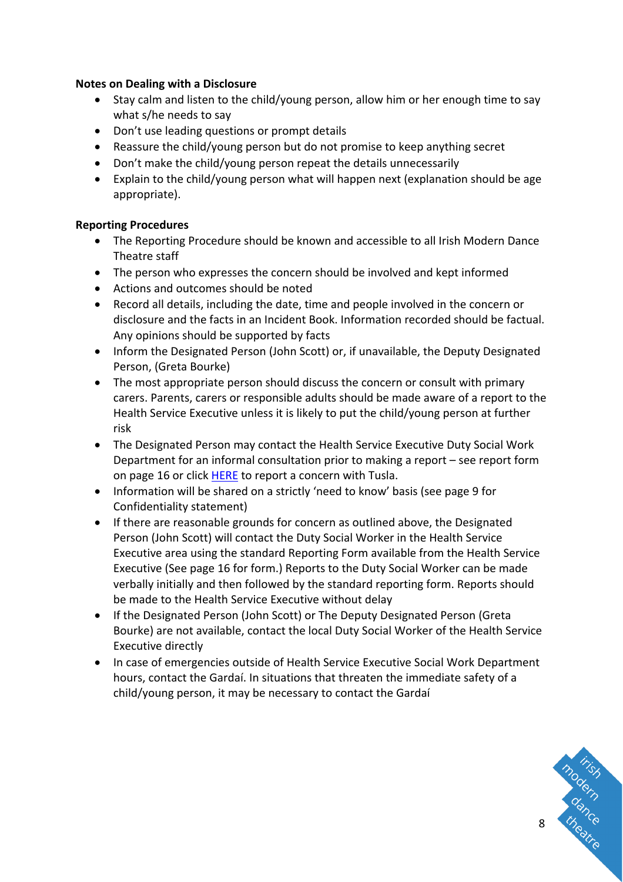**Notes on Dealing with a Disclosure**

- Stay calm and listen to the child/young person, allow him or her enough time to say what s/he needs to say
- Don't use leading questions or prompt details
- Reassure the child/young person but do not promise to keep anything secret
- Don't make the child/young person repeat the details unnecessarily
- Explain to the child/young person what will happen next (explanation should be age appropriate).

**Reporting Procedures**

- The Reporting Procedure should be known and accessible to all Irish Modern Dance Theatre staff
- The person who expresses the concern should be involved and kept informed
- Actions and outcomes should be noted
- Record all details, including the date, time and people involved in the concern or disclosure and the facts in an Incident Book. Information recorded should be factual. Any opinions should be supported by facts
- Inform the Designated Person (John Scott) or, if unavailable, the Deputy Designated Person, (Greta Bourke)
- The most appropriate person should discuss the concern or consult with primary carers. Parents, carers or responsible adults should be made aware of a report to the Health Service Executive unless it is likely to put the child/young person at further risk
- The Designated Person may contact the Health Service Executive Duty Social Work Department for an informal consultation prior to making a report – see report form on page 16 or click HERE to report a concern with Tusla.
- Information will be shared on a strictly 'need to know' basis (see page 9 for Confidentiality statement)
- If there are reasonable grounds for concern as outlined above, the Designated Person (John Scott) will contact the Duty Social Worker in the Health Service Executive area using the standard Reporting Form available from the Health Service Executive (See page 16 for form.) Reports to the Duty Social Worker can be made verbally initially and then followed by the standard reporting form. Reports should be made to the Health Service Executive without delay
- If the Designated Person (John Scott) or The Deputy Designated Person (Greta Bourke) are not available, contact the local Duty Social Worker of the Health Service Executive directly
- In case of emergencies outside of Health Service Executive Social Work Department hours, contact the Gardaí. In situations that threaten the immediate safety of a child/young person, it may be necessary to contact the Gardaí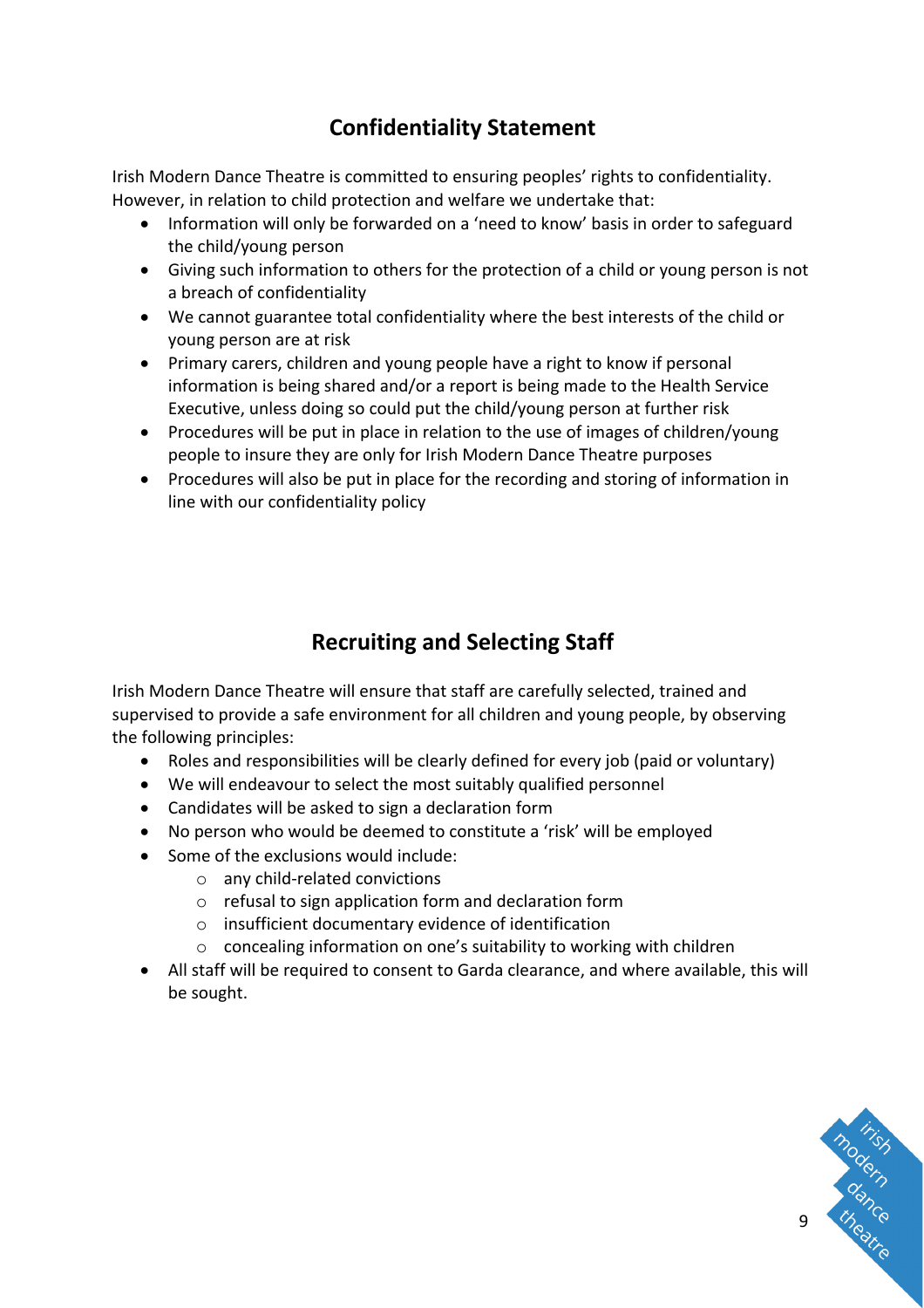## Confidentiality Statement

Irish Modern Dance Theatre is committed to ensuring peoples' rights to confidentiality. However, in relation to child protection and welfare we undertake that:

- Information will only be forwarded on a 'need to know' basis in order to safeguard the child/young person
- Giving such information to others for the protection of a child or young person is not a breach of confidentiality
- We cannot guarantee total confidentiality where the best interests of the child or young person are at risk
- Primary carers, children and young people have a right to know if personal information is being shared and/or a report is being made to the Health Service Executive, unless doing so could put the child/young person at further risk
- Procedures will be put in place in relation to the use of images of children/young people to insure they are only for Irish Modern Dance Theatre purposes
- Procedures will also be put in place for the recording and storing of information in line with our confidentiality policy

## Recruiting and Selecting Staff

Irish Modern Dance Theatre will ensure that staff are carefully selected, trained and supervised to provide a safe environment for all children and young people, by observing the following principles:

- Roles and responsibilities will be clearly defined for every job (paid or voluntary)
- We will endeavour to select the most suitably qualified personnel
- Candidates will be asked to sign a declaration form
- No person who would be deemed to constitute a 'risk' will be employed
- Some of the exclusions would include:
    - any child-related convictions
    - refusal to sign application form and declaration form
    - insufficient documentary evidence of identification
    - concealing information on one's suitability to working with children
- All staff will be required to consent to Garda clearance, and where available, this will be sought.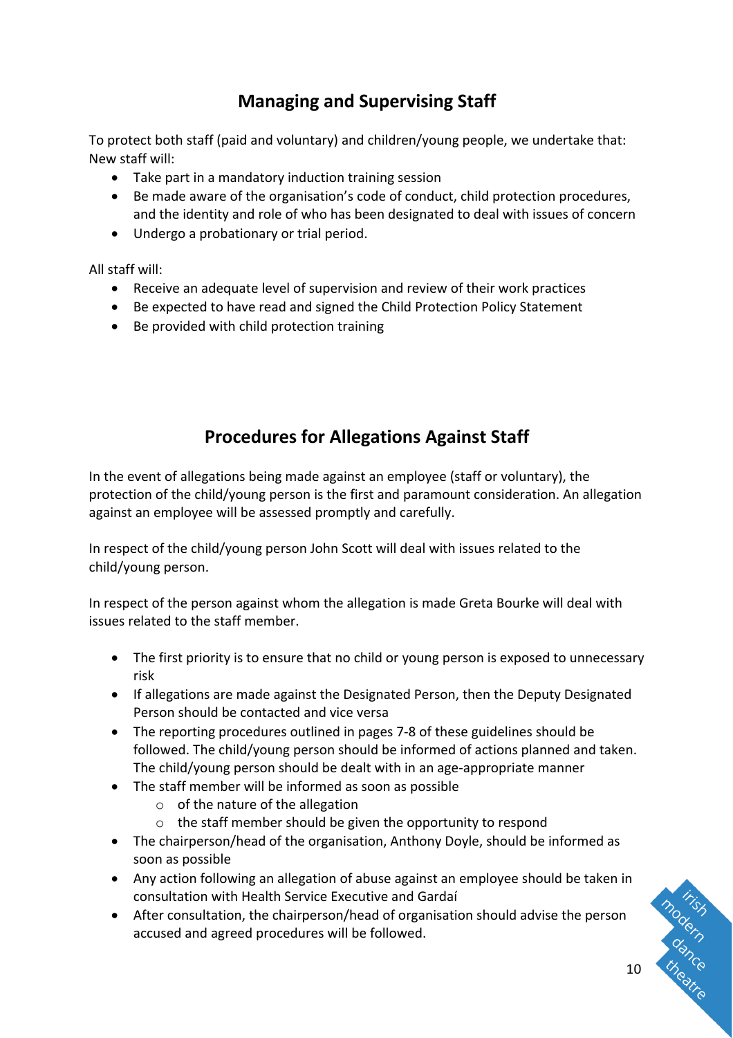## Managing and Supervising Staff

To protect both staff (paid and voluntary) and children/young people, we undertake that:
New staff will:

- Take part in a mandatory induction training session
- Be made aware of the organisation's code of conduct, child protection procedures, and the identity and role of who has been designated to deal with issues of concern
- Undergo a probationary or trial period.

All staff will:

- Receive an adequate level of supervision and review of their work practices
- Be expected to have read and signed the Child Protection Policy Statement
- Be provided with child protection training

## Procedures for Allegations Against Staff

In the event of allegations being made against an employee (staff or voluntary), the protection of the child/young person is the first and paramount consideration. An allegation against an employee will be assessed promptly and carefully.

In respect of the child/young person John Scott will deal with issues related to the child/young person.

In respect of the person against whom the allegation is made Greta Bourke will deal with issues related to the staff member.

- The first priority is to ensure that no child or young person is exposed to unnecessary risk
- If allegations are made against the Designated Person, then the Deputy Designated Person should be contacted and vice versa
- The reporting procedures outlined in pages 7-8 of these guidelines should be followed. The child/young person should be informed of actions planned and taken. The child/young person should be dealt with in an age-appropriate manner
- The staff member will be informed as soon as possible
  - of the nature of the allegation
  - the staff member should be given the opportunity to respond
- The chairperson/head of the organisation, Anthony Doyle, should be informed as soon as possible
- Any action following an allegation of abuse against an employee should be taken in consultation with Health Service Executive and Gardaí
- After consultation, the chairperson/head of organisation should advise the person accused and agreed procedures will be followed.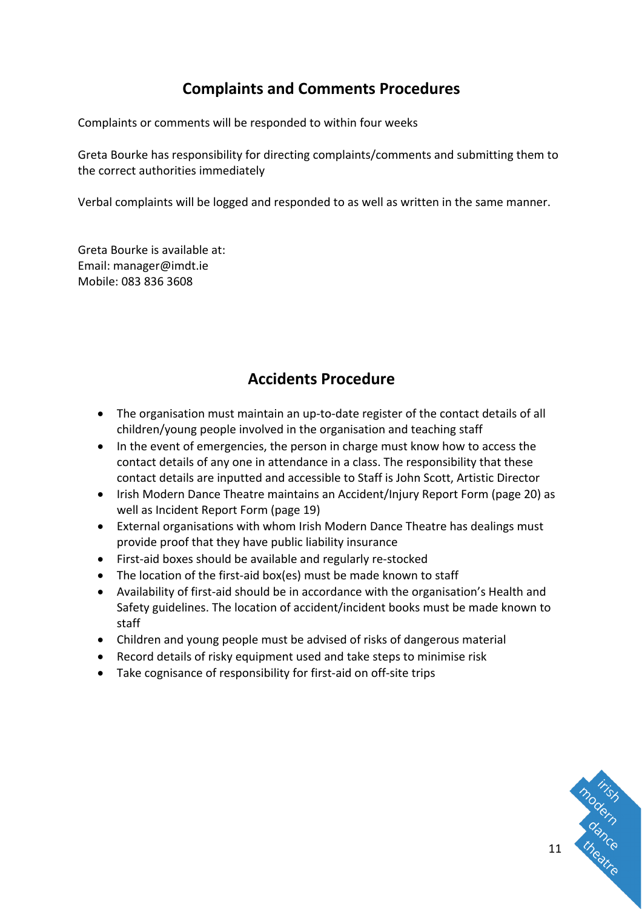## Complaints and Comments Procedures

Complaints or comments will be responded to within four weeks

Greta Bourke has responsibility for directing complaints/comments and submitting them to the correct authorities immediately

Verbal complaints will be logged and responded to as well as written in the same manner.

Greta Bourke is available at:
Email: manager@imdt.ie
Mobile: 083 836 3608

## Accidents Procedure

- The organisation must maintain an up-to-date register of the contact details of all children/young people involved in the organisation and teaching staff
- In the event of emergencies, the person in charge must know how to access the contact details of any one in attendance in a class. The responsibility that these contact details are inputted and accessible to Staff is John Scott, Artistic Director
- Irish Modern Dance Theatre maintains an Accident/Injury Report Form (page 20) as well as Incident Report Form (page 19)
- External organisations with whom Irish Modern Dance Theatre has dealings must provide proof that they have public liability insurance
- First-aid boxes should be available and regularly re-stocked
- The location of the first-aid box(es) must be made known to staff
- Availability of first-aid should be in accordance with the organisation's Health and Safety guidelines. The location of accident/incident books must be made known to staff
- Children and young people must be advised of risks of dangerous material
- Record details of risky equipment used and take steps to minimise risk
- Take cognisance of responsibility for first-aid on off-site trips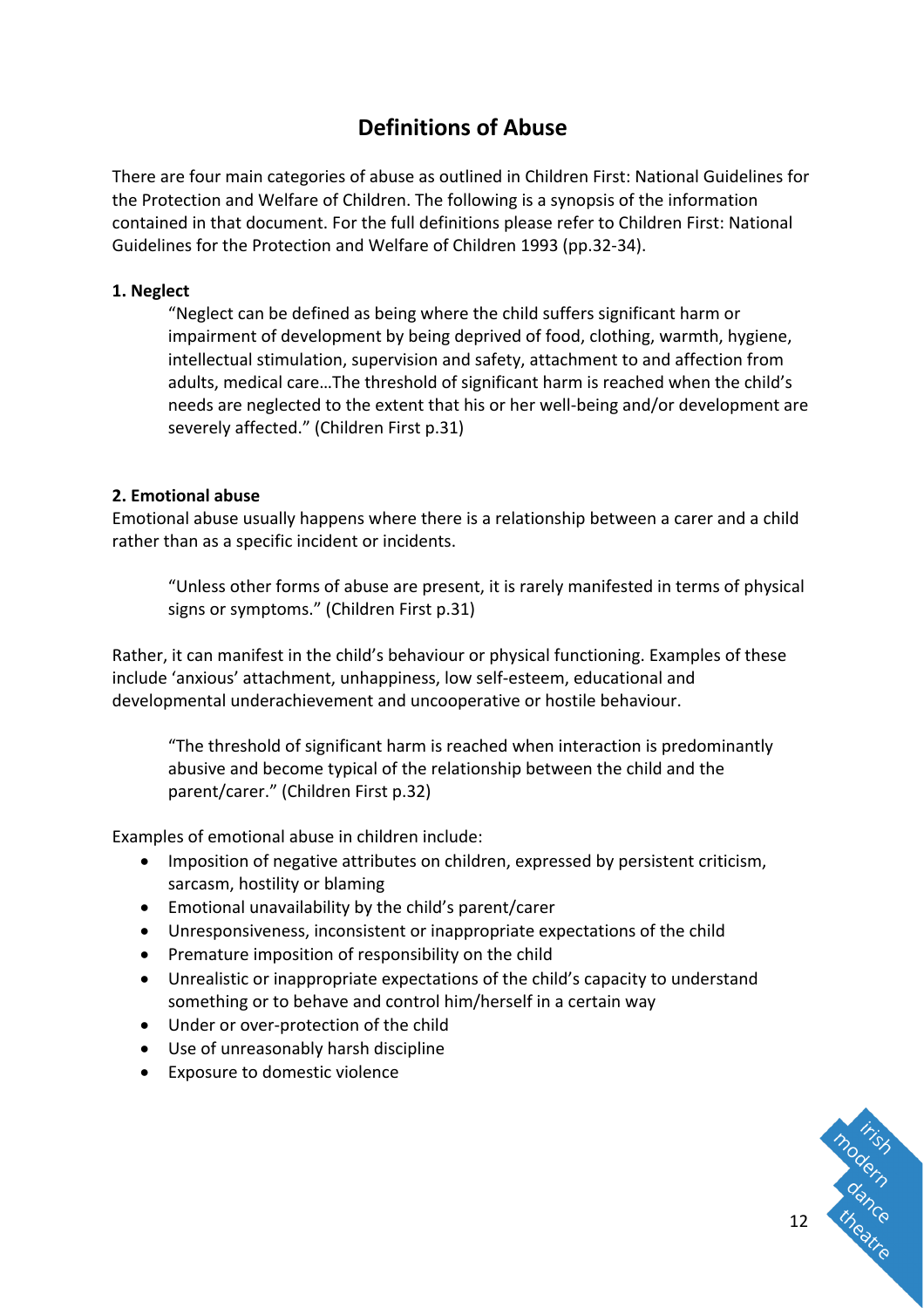# Definitions of Abuse

There are four main categories of abuse as outlined in Children First: National Guidelines for the Protection and Welfare of Children. The following is a synopsis of the information contained in that document. For the full definitions please refer to Children First: National Guidelines for the Protection and Welfare of Children 1993 (pp.32-34).

**1. Neglect**

> "Neglect can be defined as being where the child suffers significant harm or impairment of development by being deprived of food, clothing, warmth, hygiene, intellectual stimulation, supervision and safety, attachment to and affection from adults, medical care…The threshold of significant harm is reached when the child's needs are neglected to the extent that his or her well-being and/or development are severely affected." (Children First p.31)

**2. Emotional abuse**

Emotional abuse usually happens where there is a relationship between a carer and a child rather than as a specific incident or incidents.

> "Unless other forms of abuse are present, it is rarely manifested in terms of physical signs or symptoms." (Children First p.31)

Rather, it can manifest in the child's behaviour or physical functioning. Examples of these include 'anxious' attachment, unhappiness, low self-esteem, educational and developmental underachievement and uncooperative or hostile behaviour.

> "The threshold of significant harm is reached when interaction is predominantly abusive and become typical of the relationship between the child and the parent/carer." (Children First p.32)

Examples of emotional abuse in children include:

- Imposition of negative attributes on children, expressed by persistent criticism, sarcasm, hostility or blaming
- Emotional unavailability by the child's parent/carer
- Unresponsiveness, inconsistent or inappropriate expectations of the child
- Premature imposition of responsibility on the child
- Unrealistic or inappropriate expectations of the child's capacity to understand something or to behave and control him/herself in a certain way
- Under or over-protection of the child
- Use of unreasonably harsh discipline
- Exposure to domestic violence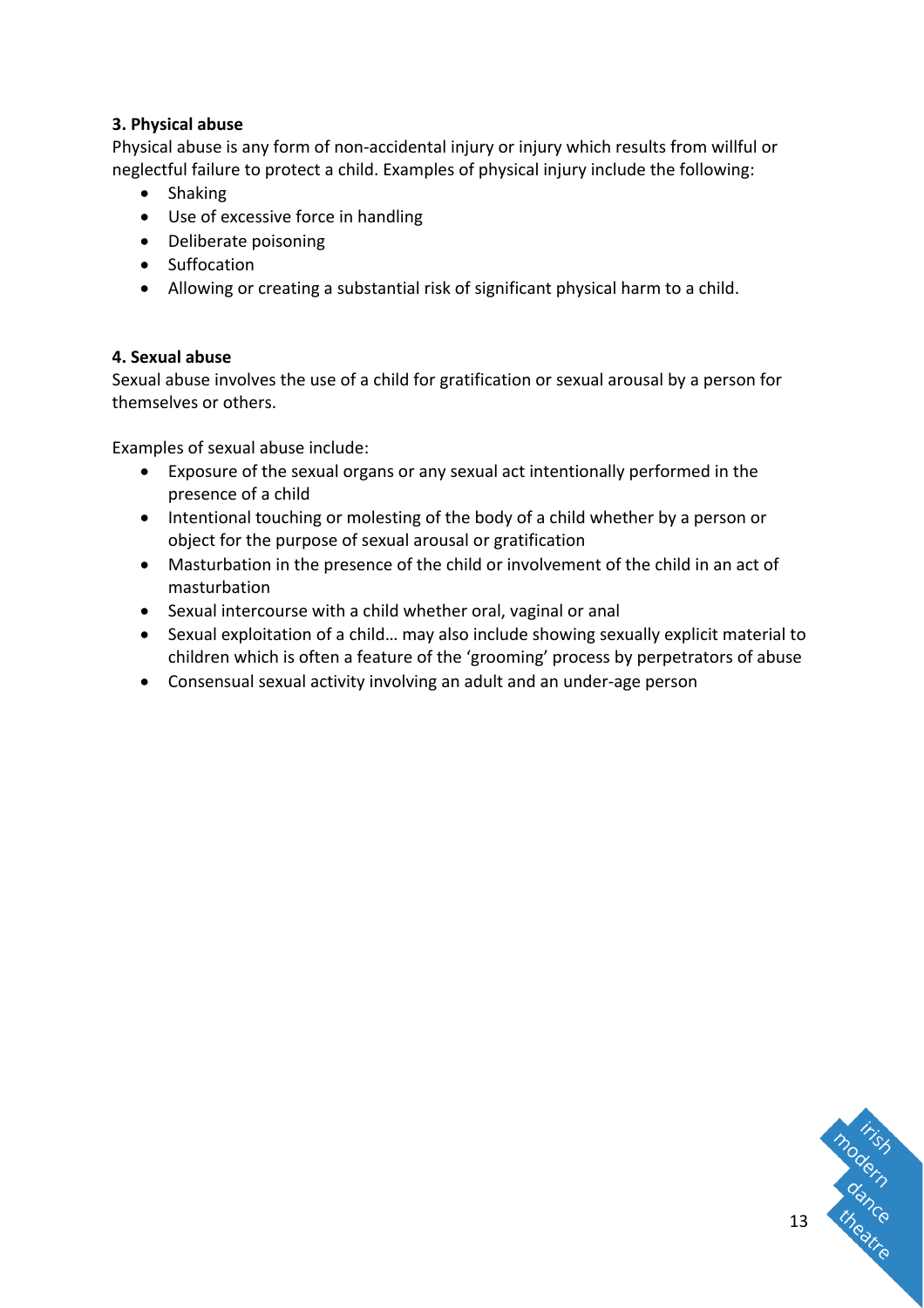**3. Physical abuse**

Physical abuse is any form of non-accidental injury or injury which results from willful or neglectful failure to protect a child. Examples of physical injury include the following:

- Shaking
- Use of excessive force in handling
- Deliberate poisoning
- Suffocation
- Allowing or creating a substantial risk of significant physical harm to a child.

**4. Sexual abuse**

Sexual abuse involves the use of a child for gratification or sexual arousal by a person for themselves or others.

Examples of sexual abuse include:

- Exposure of the sexual organs or any sexual act intentionally performed in the presence of a child
- Intentional touching or molesting of the body of a child whether by a person or object for the purpose of sexual arousal or gratification
- Masturbation in the presence of the child or involvement of the child in an act of masturbation
- Sexual intercourse with a child whether oral, vaginal or anal
- Sexual exploitation of a child… may also include showing sexually explicit material to children which is often a feature of the 'grooming' process by perpetrators of abuse
- Consensual sexual activity involving an adult and an under-age person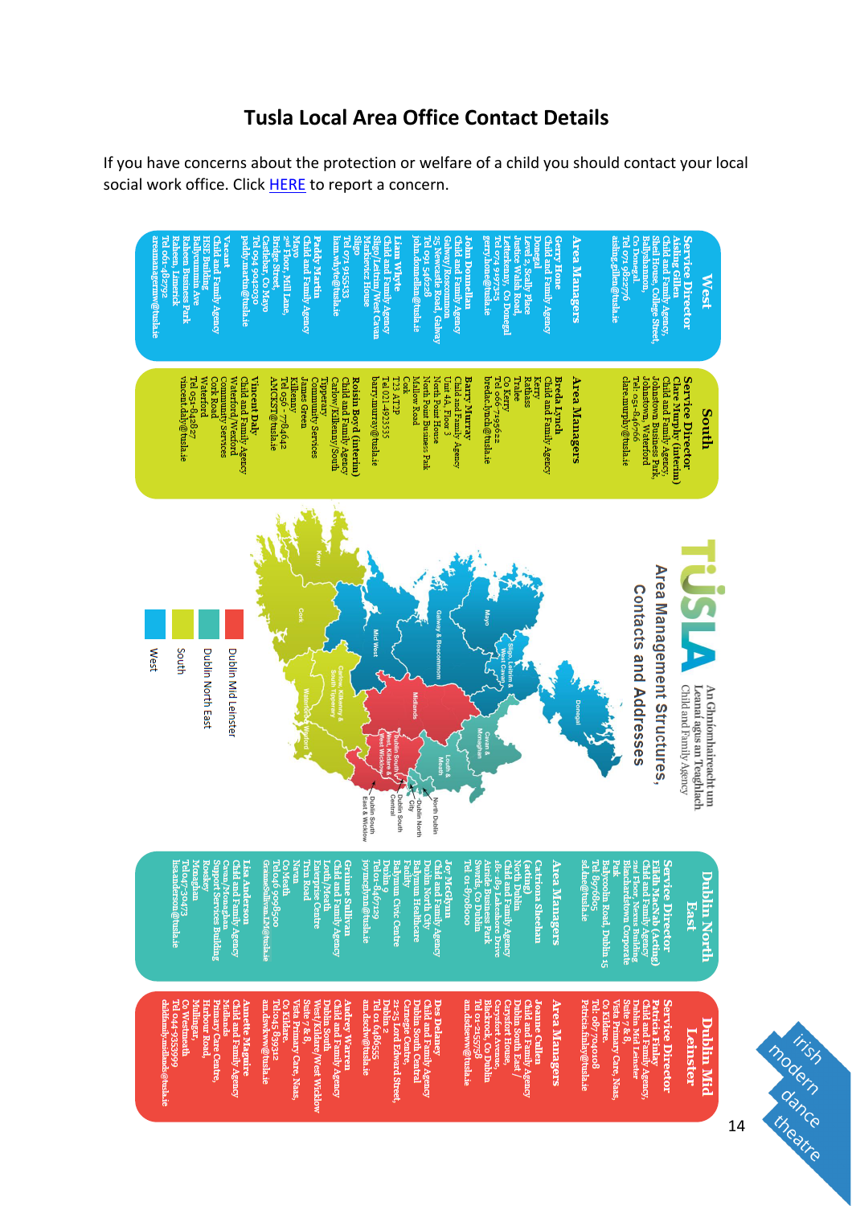# Tusla Local Area Office Contact Details

If you have concerns about the protection or welfare of a child you should contact your local social work office. Click HERE to report a concern.

## TUSLA

An Ghníomhaireacht um Leanaí agus an Teaghlach
Child and Family Agency

**Area Management Structures, Contacts and Addresses**

Legend: Dublin Mid Leinster, Dublin North East, South, West

Map regions: Donegal; Sligo, Leitrim & West Cavan; Mayo; Galway & Roscommon; Mid West; Cavan & Monaghan; Louth & Meath; Midlands; North Dublin; Dublin North City; Dublin South Central; Dublin South West, Kildare & West Wicklow; Dublin South East & Wicklow; Carlow, Kilkenny & South Tipperary; Waterford & Wexford; Cork; Kerry

### West

**Service Director**
Aisling Gillen
Child and Family Agency,
Shell House, College Street,
Ballyshannon,
Co Donegal.
Tel 071 9822776
aisling.gillen@tusla.ie

**Area Managers**

Gerry Hone
Child and Family Agency
Donegal
Level 2, Scally Place
Justice Walsh Road,
Letterkenny, Co Donegal
Tel 074 9137325
gerry.hone@tusla.ie

John Donnellan
Child and Family Agency
Galway/Roscommon
25 Newcastle Road, Galway
Tel 091 546228
john.donnellan@tusla.ie

Liam Wyte
Child and Family Agency
Sligo/Leitrim/West Cavan
Markievicz House
Sligo
Tel 071 9155133
liam.whyte@tusla.ie

Paddy Martin
Child and Family Agency
Mayo
2nd Floor, Mill Lane,
Bridge Street,
Castlebar, Co Mayo
Tel 094 9042030
paddy.martin@tusla.ie

Vacant
Child and Family Agency
HSE Building
Ballycummin Ave
Raheen Business Park
Raheen, Limerick
Tel 061-482792
areamanagermw@tusla.ie

### South

**Service Director**
Clare Murphy (interim)
Child and Family Agency
Johnstown Business Park,
Johnstown, Waterford
Tel: 051-846766
clare.murphy@tusla.ie

**Area Managers**

Breda Lynch
Child and Family Agency
Kerry
Rathass
Tralee
Co Kerry
Tel 066-7195622
breda.lynch@tusla.ie

Barry Murray
Child and Family Agency
Unit 4A, Floor 3
North Point House
North Point Business Park
Mallow Road
Cork
T23 AT2P
Tel 021 4923535
barry.murray@tusla.ie

Roisin Boyd (interim)
Child and Family Agency
Carlow/Kilkenny/South Tipperary
Community Services
James Green
Kilkenny
Tel 056 - 7784642
AMCKST@tusla.ie

Vincent Daly
Child and Family Agency
Waterford/Wexford
Community Services
Cork Road
Waterford
Tel 051-842827
vincent.daly@tusla.ie

### Dublin North East

**Service Director**
Eilidh MacNab (Acting)
Child and Family Agency
2nd Floor, Nexus Building
Blanchardstown Corporate Park
Ballycoolin Road, Dublin 15
Tel 8976865
sd.dne@tusla.ie

**Area Managers**

Catriona Sheehan (acting)
Child and Family Agency
North Dublin
3rd-4th Lakeshore Drive
Airside Business Park
Swords, Co Dublin
Tel 01-8708000

Joy McGlynn
Child and Family Agency
Dublin North City
Ballymun Healthcare Facility
Ballymun Civic Centre
Dublin 9
Tel 01-8467129
joymcglynn@tusla.ie

Grainne Sullivan
Child and Family Agency
Louth/Meath
Enterprise Centre
Trim Road
Navan
Co Meath
Tel 046 9098500
GrainneSullivan.LM@tusla.ie

Lisa Anderson
Child and Family Agency
Cavan/Monaghan
Support Services Building
Rooskey
Monaghan
Tel 047-30473
lisaanderson@tusla.ie

### Dublin Mid Leinster

**Service Director**
Patricia Finlay
Child and Family Agency,
Dublin Mid Leinster
Suite 7 & 8,
Vista Primary Care, Naas,
Co Kildare.
Tel: 087-7040008
Patricia.finlay@tusla.ie

**Area Managers**

Jeanne Cullen
Child and Family Agency
Dublin South East / Wicklow
Carysfort House,
Carysfort Avenue,
Blackrock, Co Dublin
Tel 01-2157578
am.dsdsww@tusla.ie

Des Delaney
Child and Family Agency
Dublin South Central
Carnegie Centre,
21-25 Lord Edward Street,
Dublin 2
Tel 01 6486555
am.dsedw@tusla.ie

Audrey Warren
Child and Family Agency
Dublin South West/Kildare/West Wicklow
Suite 7 & 8,
Vista Primary Care, Naas,
Co Kildare.
Tel 045 839312
am.dswkww@tusla.ie

Annette Maguire
Child and Family Agency
Midlands
Primary Care Centre,
Harbour Road,
Mullingar,
Co Westmeath
Tel 044-9353999
childfamily.midlands@tusla.ie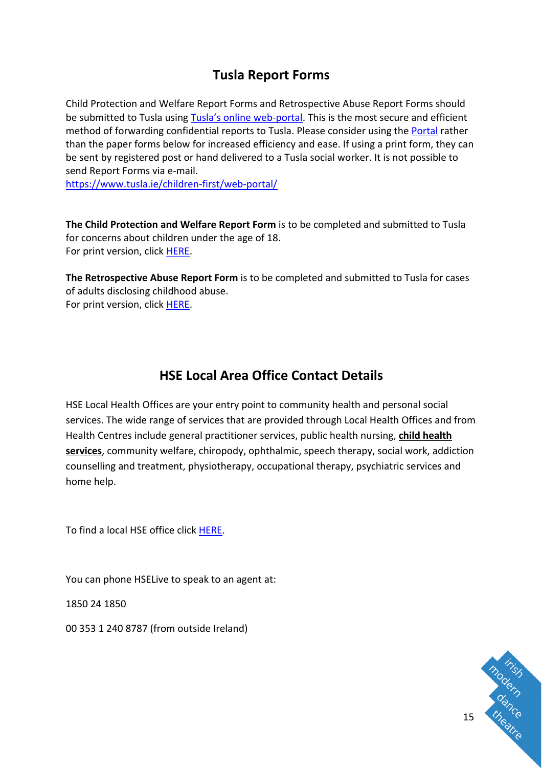## Tusla Report Forms

Child Protection and Welfare Report Forms and Retrospective Abuse Report Forms should be submitted to Tusla using Tusla's online web-portal. This is the most secure and efficient method of forwarding confidential reports to Tusla. Please consider using the Portal rather than the paper forms below for increased efficiency and ease. If using a print form, they can be sent by registered post or hand delivered to a Tusla social worker. It is not possible to send Report Forms via e-mail.
https://www.tusla.ie/children-first/web-portal/

**The Child Protection and Welfare Report Form** is to be completed and submitted to Tusla for concerns about children under the age of 18.
For print version, click HERE.

**The Retrospective Abuse Report Form** is to be completed and submitted to Tusla for cases of adults disclosing childhood abuse.
For print version, click HERE.

## HSE Local Area Office Contact Details

HSE Local Health Offices are your entry point to community health and personal social services. The wide range of services that are provided through Local Health Offices and from Health Centres include general practitioner services, public health nursing, **child health services**, community welfare, chiropody, ophthalmic, speech therapy, social work, addiction counselling and treatment, physiotherapy, occupational therapy, psychiatric services and home help.

To find a local HSE office click HERE.

You can phone HSELive to speak to an agent at:

1850 24 1850

00 353 1 240 8787 (from outside Ireland)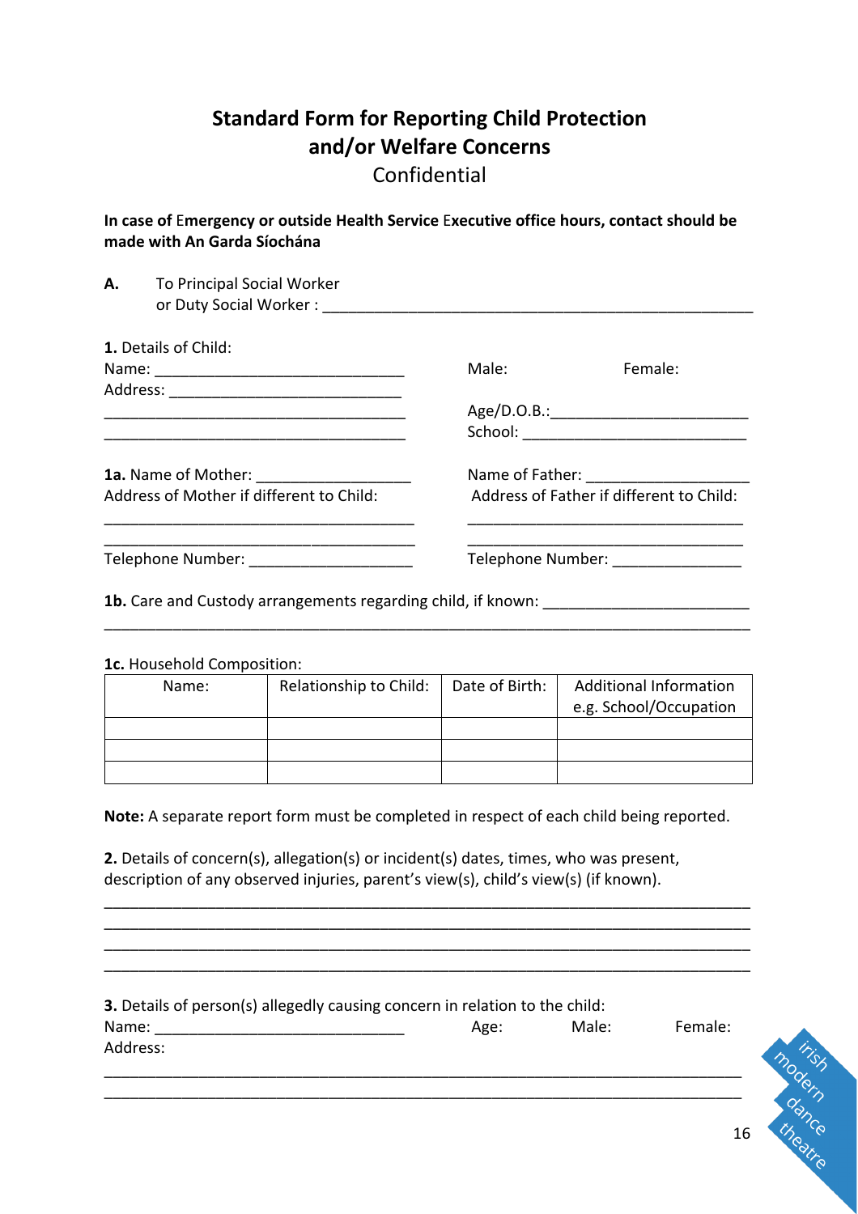# Standard Form for Reporting Child Protection and/or Welfare Concerns

Confidential

**In case of Emergency or outside Health Service Executive office hours, contact should be made with An Garda Síochána**

**A.** To Principal Social Worker
or Duty Social Worker : ____________________________________________________

**1.** Details of Child:

Name: _____________________________ Male: Female:

Address: ___________________________

___________________________________ Age/D.O.B.:______________________

___________________________________ School: _________________________

**1a.** Name of Mother: _________________ Name of Father: ___________________

Address of Mother if different to Child: Address of Father if different to Child:

___________________________________ _______________________________

___________________________________ _______________________________

Telephone Number: ___________________ Telephone Number: _______________

**1b.** Care and Custody arrangements regarding child, if known: ________________________

_______________________________________________________________________

**1c.** Household Composition:

| Name: | Relationship to Child: | Date of Birth: | Additional Information e.g. School/Occupation |
|---|---|---|---|
| | | | |
| | | | |
| | | | |

**Note:** A separate report form must be completed in respect of each child being reported.

**2.** Details of concern(s), allegation(s) or incident(s) dates, times, who was present, description of any observed injuries, parent's view(s), child's view(s) (if known).

_______________________________________________________________________

_______________________________________________________________________

_______________________________________________________________________

_______________________________________________________________________

**3.** Details of person(s) allegedly causing concern in relation to the child:

Name: _____________________________ Age: Male: Female:

Address:

_______________________________________________________________________

_______________________________________________________________________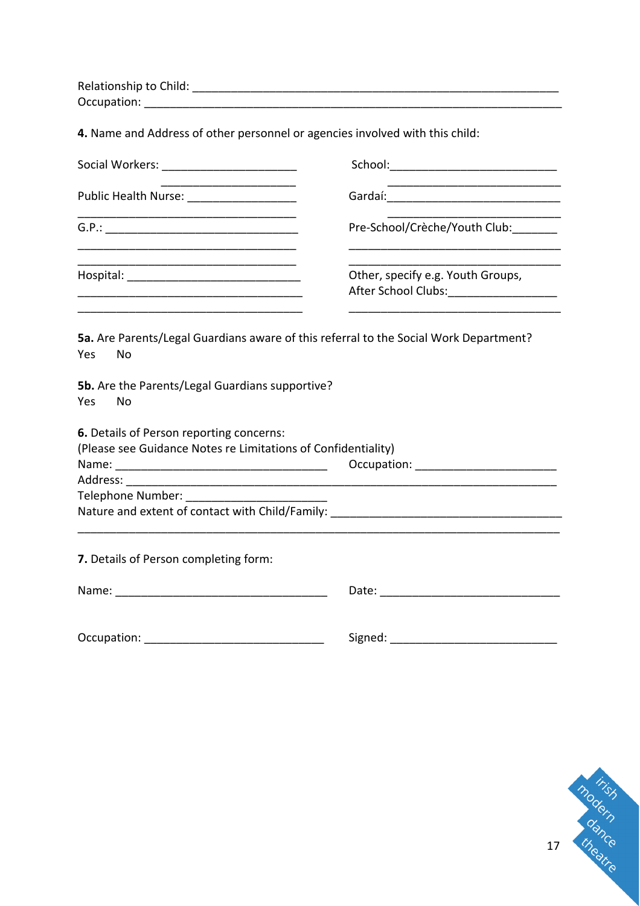Relationship to Child: ___________________________________________________________
Occupation: ____________________________________________________________________

**4.** Name and Address of other personnel or agencies involved with this child:

Social Workers: _____________________
_____________________

School: ___________________________
___________________________

Public Health Nurse: _________________
___________________________________

Gardaí: ___________________________
___________________________

G.P.: ______________________________
___________________________________
___________________________________

Pre-School/Crèche/Youth Club: _______
___________________________________
___________________________________

Hospital: ___________________________
___________________________________
___________________________________

Other, specify e.g. Youth Groups, After School Clubs: _________________
___________________________________

**5a.** Are Parents/Legal Guardians aware of this referral to the Social Work Department?
Yes No

**5b.** Are the Parents/Legal Guardians supportive?
Yes No

**6.** Details of Person reporting concerns:
(Please see Guidance Notes re Limitations of Confidentiality)
Name: _________________________________ Occupation: _____________________
Address: ______________________________________________________________________
Telephone Number: ______________________
Nature and extent of contact with Child/Family: _____________________________________
_____________________________________________________________________________

**7.** Details of Person completing form:

Name: _________________________________ Date: ___________________________

Occupation: ____________________________ Signed: _________________________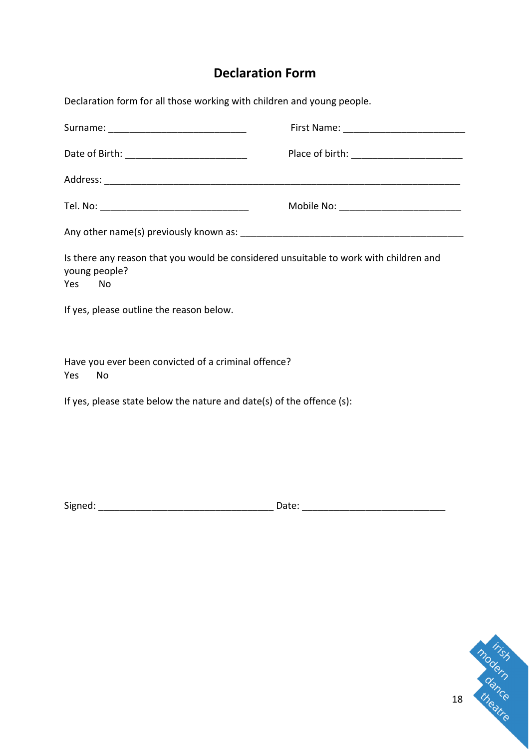# Declaration Form

Declaration form for all those working with children and young people.

Surname: ___________________________ First Name: _______________________

Date of Birth: _______________________ Place of birth: _____________________

Address: ______________________________________________________________________

Tel. No: _____________________________ Mobile No: _______________________

Any other name(s) previously known as: ____________________________________________

Is there any reason that you would be considered unsuitable to work with children and young people?
Yes No

If yes, please outline the reason below.

Have you ever been convicted of a criminal offence?
Yes No

If yes, please state below the nature and date(s) of the offence (s):

Signed: __________________________________ Date: ___________________________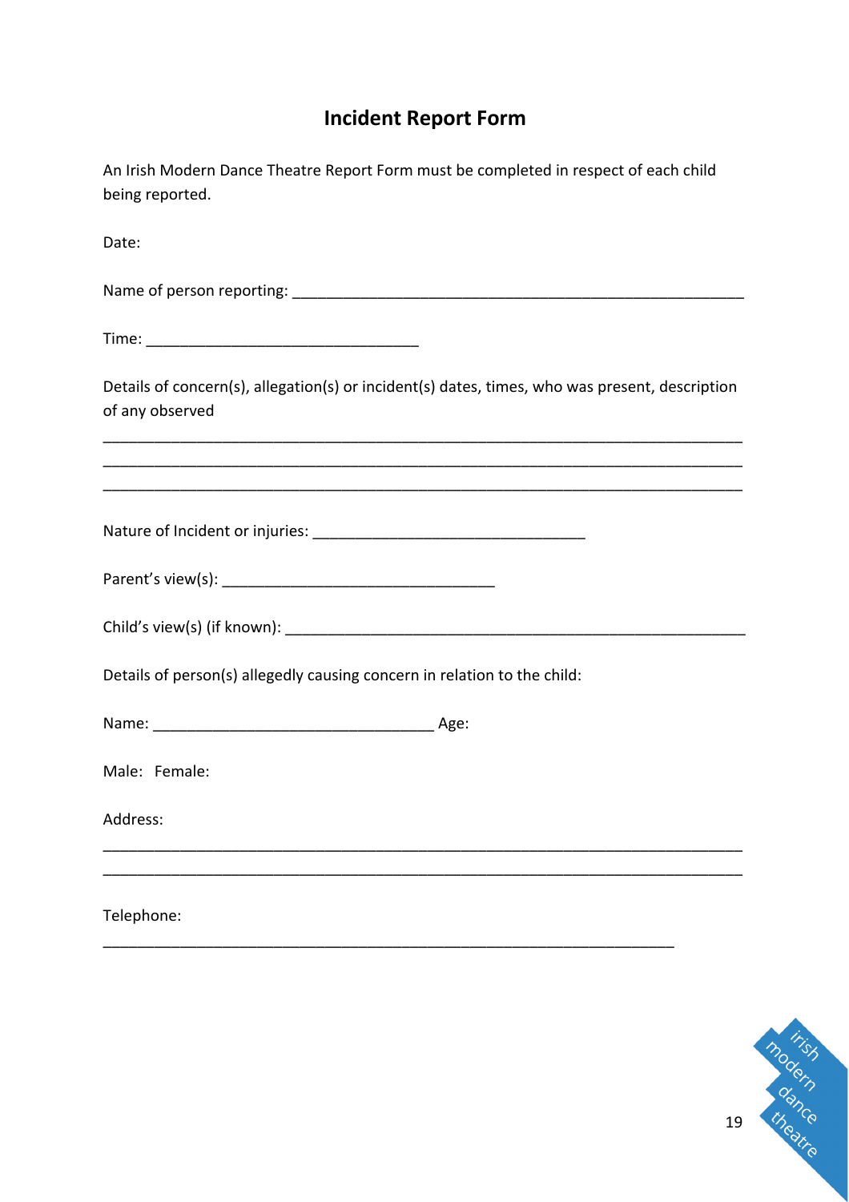## Incident Report Form

An Irish Modern Dance Theatre Report Form must be completed in respect of each child being reported.

Date:

Name of person reporting: _______________________________________________

Time: ____________________________

Details of concern(s), allegation(s) or incident(s) dates, times, who was present, description of any observed

_________________________________________________________________

_________________________________________________________________

_________________________________________________________________

Nature of Incident or injuries: ____________________________

Parent's view(s): ____________________________

Child's view(s) (if known): _______________________________________________

Details of person(s) allegedly causing concern in relation to the child:

Name: _____________________________ Age:

Male: Female:

Address:

_________________________________________________________________

_________________________________________________________________

Telephone:

___________________________________________________________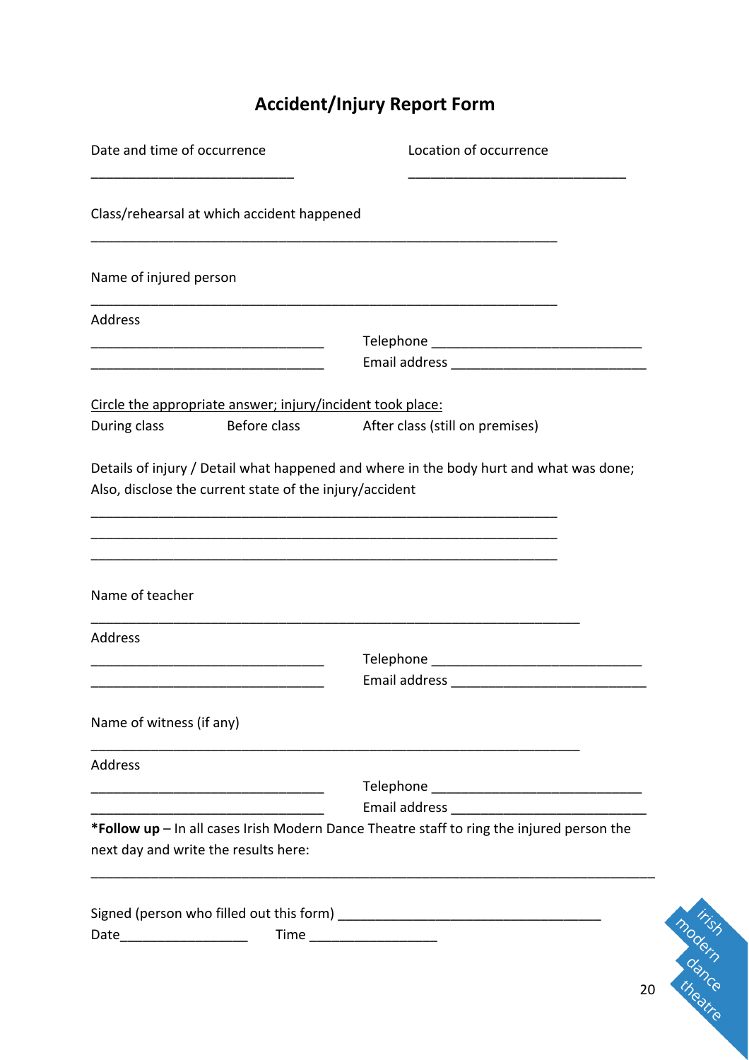# Accident/Injury Report Form

Date and time of occurrence ____________________________

Location of occurrence ______________________________

Class/rehearsal at which accident happened

_________________________________________________________________

Name of injured person

_________________________________________________________________

Address

_________________________________ Telephone _____________________________

_________________________________ Email address ___________________________

<u>Circle the appropriate answer; injury/incident took place:</u>

During class     Before class     After class (still on premises)

Details of injury / Detail what happened and where in the body hurt and what was done; Also, disclose the current state of the injury/accident

_________________________________________________________________

_________________________________________________________________

_________________________________________________________________

Name of teacher

____________________________________________________________________

Address

_________________________________ Telephone _____________________________

_________________________________ Email address ___________________________

Name of witness (if any)

____________________________________________________________________

Address

_________________________________ Telephone _____________________________

_________________________________ Email address ___________________________

***Follow up** – In all cases Irish Modern Dance Theatre staff to ring the injured person the next day and write the results here:

_____________________________________________________________________________

Signed (person who filled out this form) ____________________________________

Date_________________ Time _________________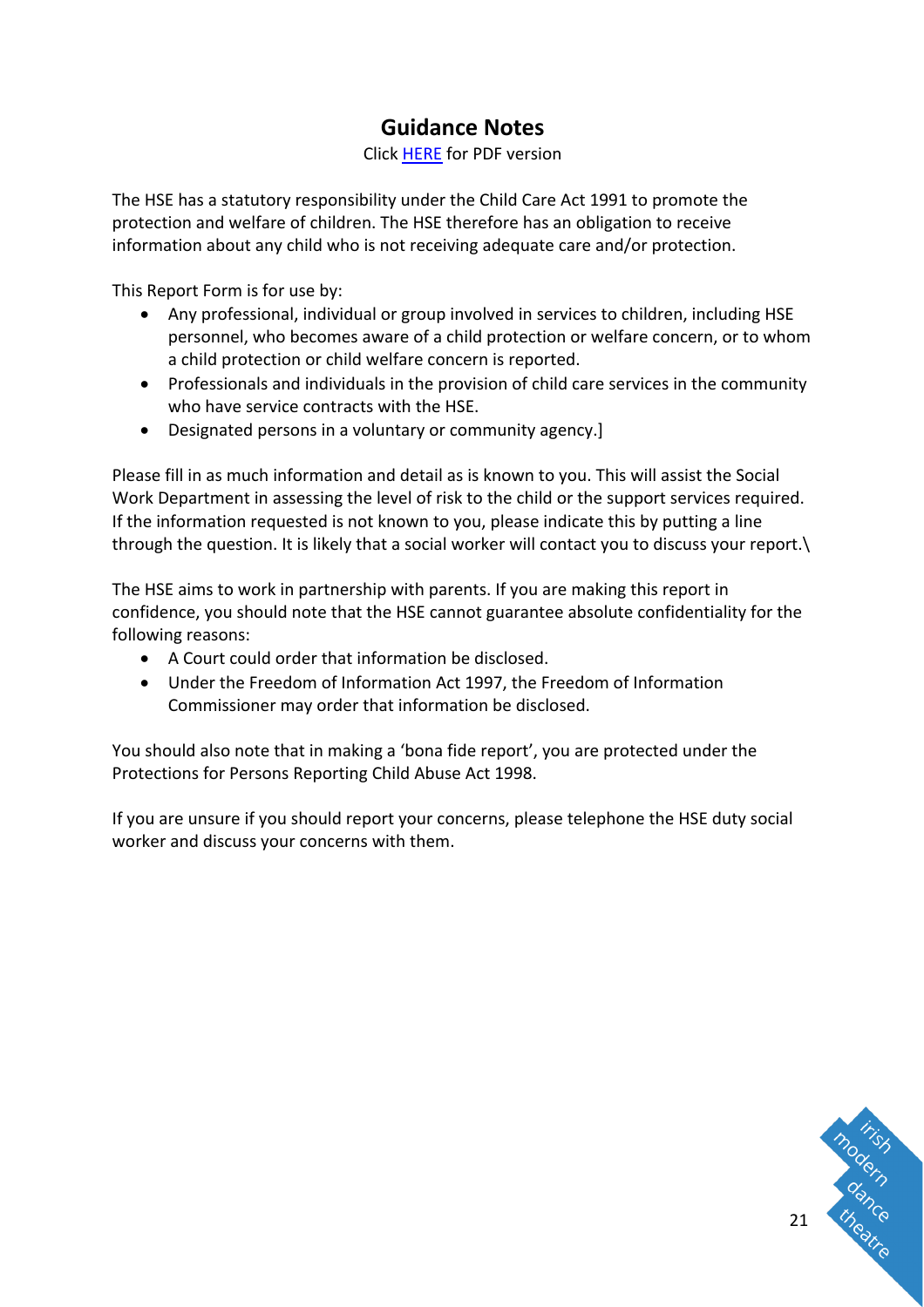# Guidance Notes

Click HERE for PDF version

The HSE has a statutory responsibility under the Child Care Act 1991 to promote the protection and welfare of children. The HSE therefore has an obligation to receive information about any child who is not receiving adequate care and/or protection.

This Report Form is for use by:

- Any professional, individual or group involved in services to children, including HSE personnel, who becomes aware of a child protection or welfare concern, or to whom a child protection or child welfare concern is reported.
- Professionals and individuals in the provision of child care services in the community who have service contracts with the HSE.
- Designated persons in a voluntary or community agency.]

Please fill in as much information and detail as is known to you. This will assist the Social Work Department in assessing the level of risk to the child or the support services required. If the information requested is not known to you, please indicate this by putting a line through the question. It is likely that a social worker will contact you to discuss your report.\

The HSE aims to work in partnership with parents. If you are making this report in confidence, you should note that the HSE cannot guarantee absolute confidentiality for the following reasons:

- A Court could order that information be disclosed.
- Under the Freedom of Information Act 1997, the Freedom of Information Commissioner may order that information be disclosed.

You should also note that in making a 'bona fide report', you are protected under the Protections for Persons Reporting Child Abuse Act 1998.

If you are unsure if you should report your concerns, please telephone the HSE duty social worker and discuss your concerns with them.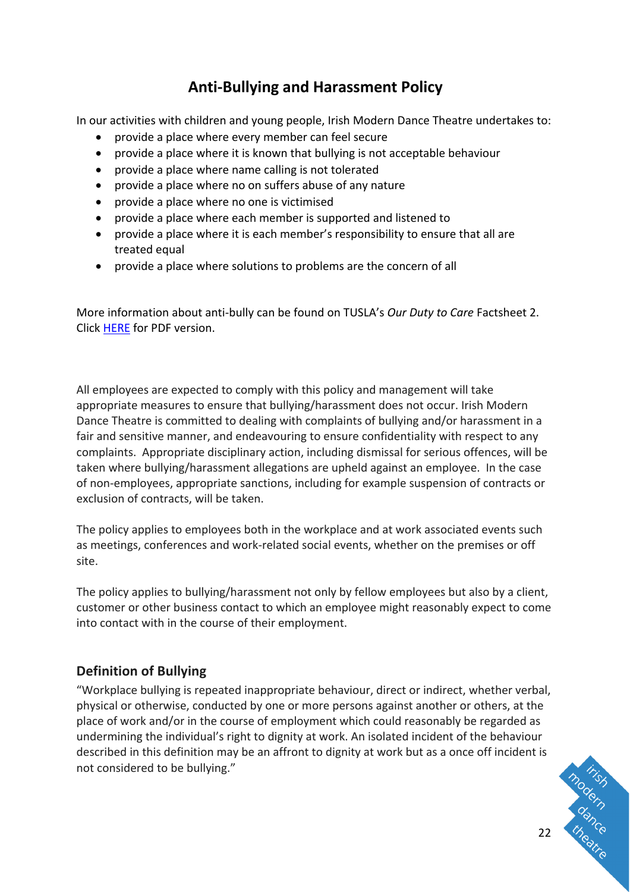# Anti-Bullying and Harassment Policy

In our activities with children and young people, Irish Modern Dance Theatre undertakes to:

- provide a place where every member can feel secure
- provide a place where it is known that bullying is not acceptable behaviour
- provide a place where name calling is not tolerated
- provide a place where no on suffers abuse of any nature
- provide a place where no one is victimised
- provide a place where each member is supported and listened to
- provide a place where it is each member's responsibility to ensure that all are treated equal
- provide a place where solutions to problems are the concern of all

More information about anti-bully can be found on TUSLA's *Our Duty to Care* Factsheet 2. Click HERE for PDF version.

All employees are expected to comply with this policy and management will take appropriate measures to ensure that bullying/harassment does not occur. Irish Modern Dance Theatre is committed to dealing with complaints of bullying and/or harassment in a fair and sensitive manner, and endeavouring to ensure confidentiality with respect to any complaints. Appropriate disciplinary action, including dismissal for serious offences, will be taken where bullying/harassment allegations are upheld against an employee. In the case of non-employees, appropriate sanctions, including for example suspension of contracts or exclusion of contracts, will be taken.

The policy applies to employees both in the workplace and at work associated events such as meetings, conferences and work-related social events, whether on the premises or off site.

The policy applies to bullying/harassment not only by fellow employees but also by a client, customer or other business contact to which an employee might reasonably expect to come into contact with in the course of their employment.

## Definition of Bullying

"Workplace bullying is repeated inappropriate behaviour, direct or indirect, whether verbal, physical or otherwise, conducted by one or more persons against another or others, at the place of work and/or in the course of employment which could reasonably be regarded as undermining the individual's right to dignity at work. An isolated incident of the behaviour described in this definition may be an affront to dignity at work but as a once off incident is not considered to be bullying."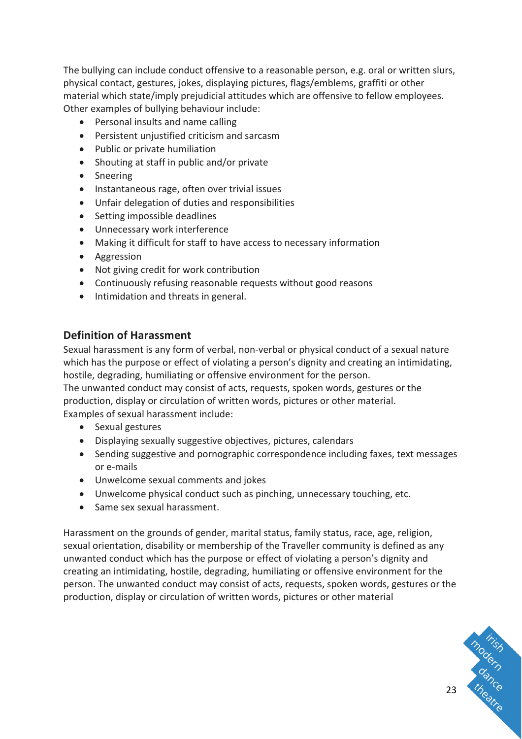The bullying can include conduct offensive to a reasonable person, e.g. oral or written slurs, physical contact, gestures, jokes, displaying pictures, flags/emblems, graffiti or other material which state/imply prejudicial attitudes which are offensive to fellow employees. Other examples of bullying behaviour include:

- Personal insults and name calling
- Persistent unjustified criticism and sarcasm
- Public or private humiliation
- Shouting at staff in public and/or private
- Sneering
- Instantaneous rage, often over trivial issues
- Unfair delegation of duties and responsibilities
- Setting impossible deadlines
- Unnecessary work interference
- Making it difficult for staff to have access to necessary information
- Aggression
- Not giving credit for work contribution
- Continuously refusing reasonable requests without good reasons
- Intimidation and threats in general.

## Definition of Harassment

Sexual harassment is any form of verbal, non-verbal or physical conduct of a sexual nature which has the purpose or effect of violating a person's dignity and creating an intimidating, hostile, degrading, humiliating or offensive environment for the person.
The unwanted conduct may consist of acts, requests, spoken words, gestures or the production, display or circulation of written words, pictures or other material.
Examples of sexual harassment include:

- Sexual gestures
- Displaying sexually suggestive objectives, pictures, calendars
- Sending suggestive and pornographic correspondence including faxes, text messages or e-mails
- Unwelcome sexual comments and jokes
- Unwelcome physical conduct such as pinching, unnecessary touching, etc.
- Same sex sexual harassment.

Harassment on the grounds of gender, marital status, family status, race, age, religion, sexual orientation, disability or membership of the Traveller community is defined as any unwanted conduct which has the purpose or effect of violating a person's dignity and creating an intimidating, hostile, degrading, humiliating or offensive environment for the person. The unwanted conduct may consist of acts, requests, spoken words, gestures or the production, display or circulation of written words, pictures or other material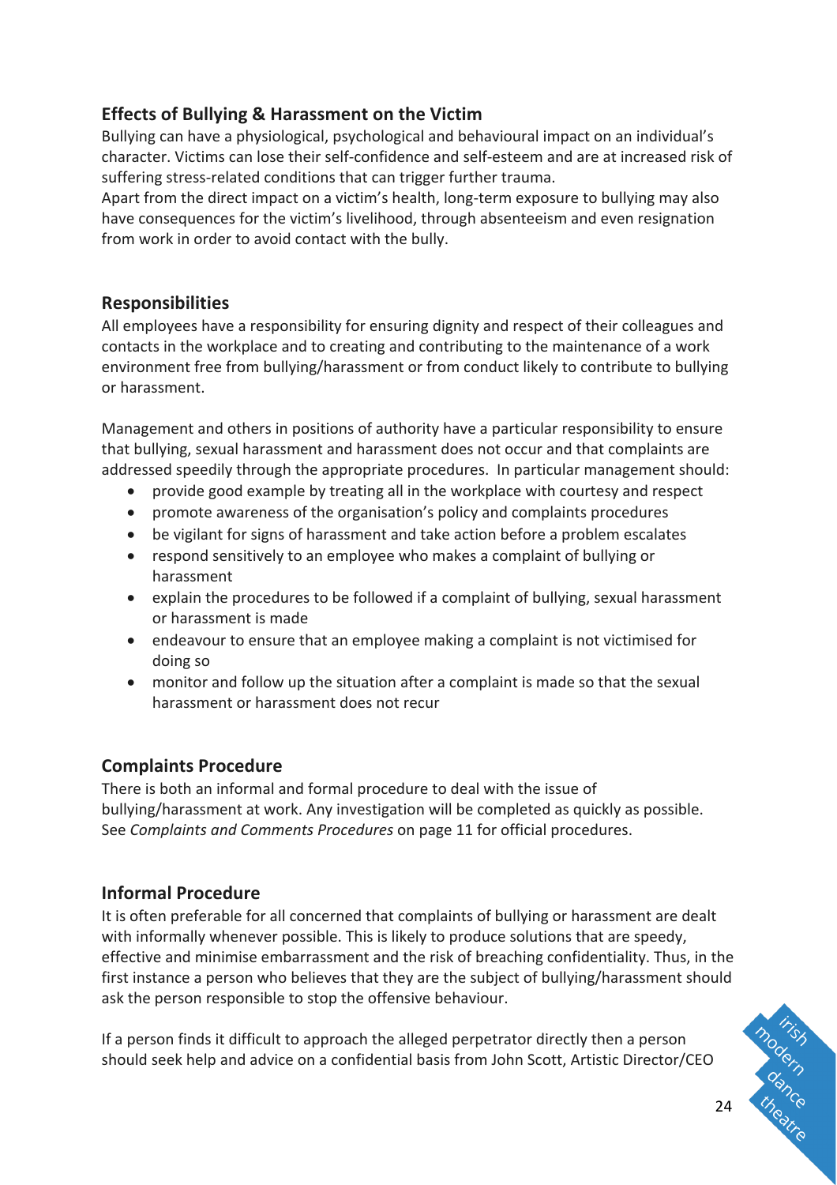## Effects of Bullying & Harassment on the Victim

Bullying can have a physiological, psychological and behavioural impact on an individual's character. Victims can lose their self-confidence and self-esteem and are at increased risk of suffering stress-related conditions that can trigger further trauma.

Apart from the direct impact on a victim's health, long-term exposure to bullying may also have consequences for the victim's livelihood, through absenteeism and even resignation from work in order to avoid contact with the bully.

## Responsibilities

All employees have a responsibility for ensuring dignity and respect of their colleagues and contacts in the workplace and to creating and contributing to the maintenance of a work environment free from bullying/harassment or from conduct likely to contribute to bullying or harassment.

Management and others in positions of authority have a particular responsibility to ensure that bullying, sexual harassment and harassment does not occur and that complaints are addressed speedily through the appropriate procedures. In particular management should:

- provide good example by treating all in the workplace with courtesy and respect
- promote awareness of the organisation's policy and complaints procedures
- be vigilant for signs of harassment and take action before a problem escalates
- respond sensitively to an employee who makes a complaint of bullying or harassment
- explain the procedures to be followed if a complaint of bullying, sexual harassment or harassment is made
- endeavour to ensure that an employee making a complaint is not victimised for doing so
- monitor and follow up the situation after a complaint is made so that the sexual harassment or harassment does not recur

## Complaints Procedure

There is both an informal and formal procedure to deal with the issue of bullying/harassment at work. Any investigation will be completed as quickly as possible. See *Complaints and Comments Procedures* on page 11 for official procedures.

## Informal Procedure

It is often preferable for all concerned that complaints of bullying or harassment are dealt with informally whenever possible. This is likely to produce solutions that are speedy, effective and minimise embarrassment and the risk of breaching confidentiality. Thus, in the first instance a person who believes that they are the subject of bullying/harassment should ask the person responsible to stop the offensive behaviour.

If a person finds it difficult to approach the alleged perpetrator directly then a person should seek help and advice on a confidential basis from John Scott, Artistic Director/CEO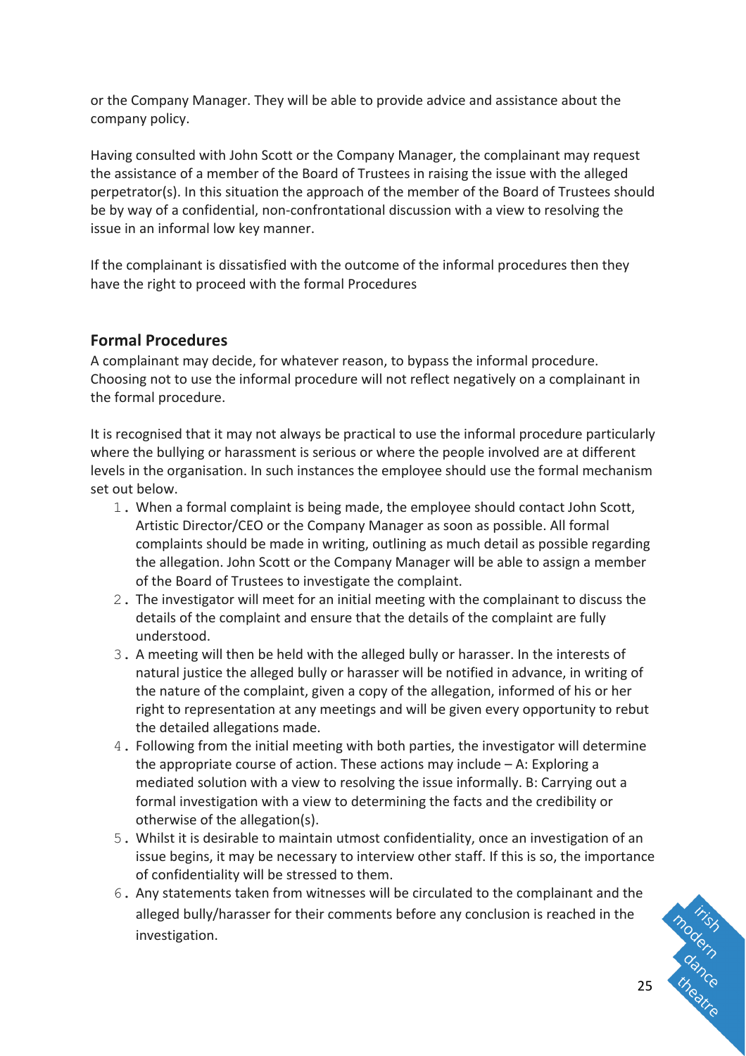or the Company Manager. They will be able to provide advice and assistance about the company policy.

Having consulted with John Scott or the Company Manager, the complainant may request the assistance of a member of the Board of Trustees in raising the issue with the alleged perpetrator(s). In this situation the approach of the member of the Board of Trustees should be by way of a confidential, non-confrontational discussion with a view to resolving the issue in an informal low key manner.

If the complainant is dissatisfied with the outcome of the informal procedures then they have the right to proceed with the formal Procedures

## Formal Procedures

A complainant may decide, for whatever reason, to bypass the informal procedure. Choosing not to use the informal procedure will not reflect negatively on a complainant in the formal procedure.

It is recognised that it may not always be practical to use the informal procedure particularly where the bullying or harassment is serious or where the people involved are at different levels in the organisation. In such instances the employee should use the formal mechanism set out below.

1. When a formal complaint is being made, the employee should contact John Scott, Artistic Director/CEO or the Company Manager as soon as possible. All formal complaints should be made in writing, outlining as much detail as possible regarding the allegation. John Scott or the Company Manager will be able to assign a member of the Board of Trustees to investigate the complaint.
2. The investigator will meet for an initial meeting with the complainant to discuss the details of the complaint and ensure that the details of the complaint are fully understood.
3. A meeting will then be held with the alleged bully or harasser. In the interests of natural justice the alleged bully or harasser will be notified in advance, in writing of the nature of the complaint, given a copy of the allegation, informed of his or her right to representation at any meetings and will be given every opportunity to rebut the detailed allegations made.
4. Following from the initial meeting with both parties, the investigator will determine the appropriate course of action. These actions may include – A: Exploring a mediated solution with a view to resolving the issue informally. B: Carrying out a formal investigation with a view to determining the facts and the credibility or otherwise of the allegation(s).
5. Whilst it is desirable to maintain utmost confidentiality, once an investigation of an issue begins, it may be necessary to interview other staff. If this is so, the importance of confidentiality will be stressed to them.
6. Any statements taken from witnesses will be circulated to the complainant and the alleged bully/harasser for their comments before any conclusion is reached in the investigation.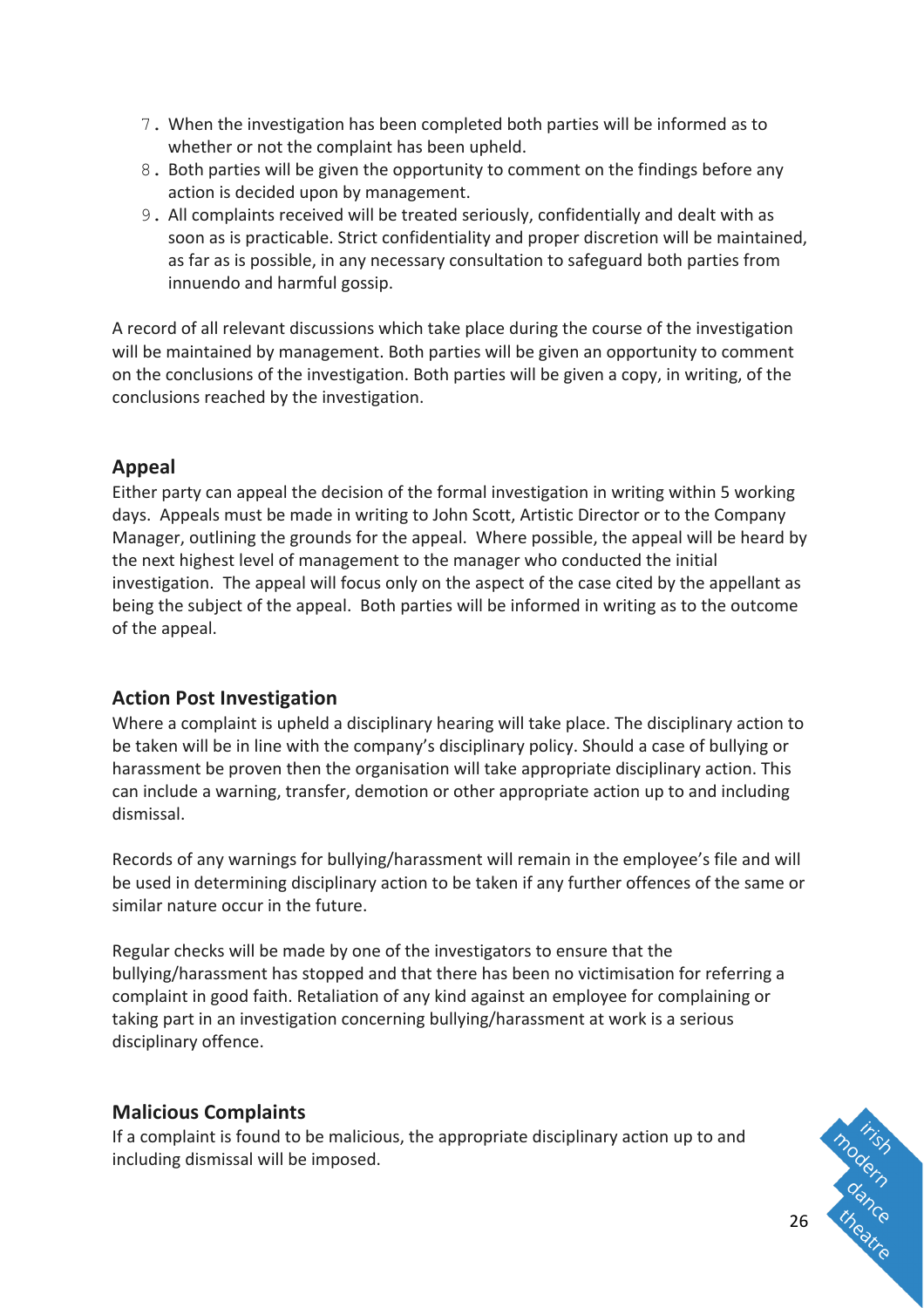7. When the investigation has been completed both parties will be informed as to whether or not the complaint has been upheld.
8. Both parties will be given the opportunity to comment on the findings before any action is decided upon by management.
9. All complaints received will be treated seriously, confidentially and dealt with as soon as is practicable. Strict confidentiality and proper discretion will be maintained, as far as is possible, in any necessary consultation to safeguard both parties from innuendo and harmful gossip.

A record of all relevant discussions which take place during the course of the investigation will be maintained by management. Both parties will be given an opportunity to comment on the conclusions of the investigation. Both parties will be given a copy, in writing, of the conclusions reached by the investigation.

## Appeal

Either party can appeal the decision of the formal investigation in writing within 5 working days. Appeals must be made in writing to John Scott, Artistic Director or to the Company Manager, outlining the grounds for the appeal. Where possible, the appeal will be heard by the next highest level of management to the manager who conducted the initial investigation. The appeal will focus only on the aspect of the case cited by the appellant as being the subject of the appeal. Both parties will be informed in writing as to the outcome of the appeal.

## Action Post Investigation

Where a complaint is upheld a disciplinary hearing will take place. The disciplinary action to be taken will be in line with the company's disciplinary policy. Should a case of bullying or harassment be proven then the organisation will take appropriate disciplinary action. This can include a warning, transfer, demotion or other appropriate action up to and including dismissal.

Records of any warnings for bullying/harassment will remain in the employee's file and will be used in determining disciplinary action to be taken if any further offences of the same or similar nature occur in the future.

Regular checks will be made by one of the investigators to ensure that the bullying/harassment has stopped and that there has been no victimisation for referring a complaint in good faith. Retaliation of any kind against an employee for complaining or taking part in an investigation concerning bullying/harassment at work is a serious disciplinary offence.

## Malicious Complaints

If a complaint is found to be malicious, the appropriate disciplinary action up to and including dismissal will be imposed.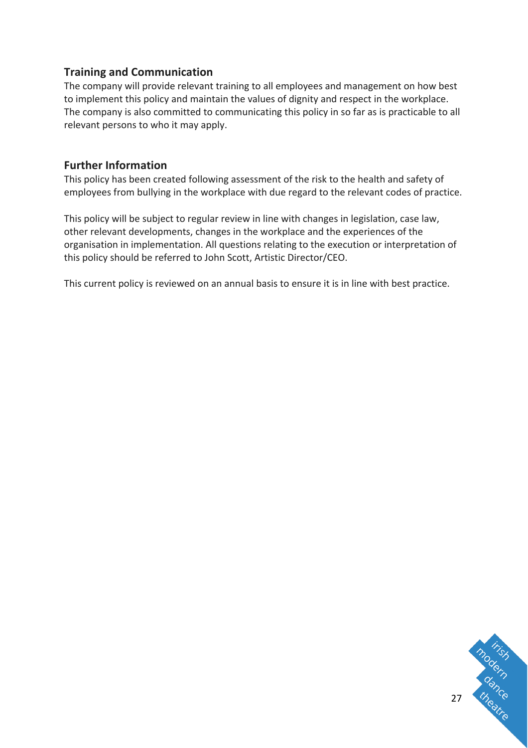## Training and Communication

The company will provide relevant training to all employees and management on how best to implement this policy and maintain the values of dignity and respect in the workplace. The company is also committed to communicating this policy in so far as is practicable to all relevant persons to who it may apply.

## Further Information

This policy has been created following assessment of the risk to the health and safety of employees from bullying in the workplace with due regard to the relevant codes of practice.

This policy will be subject to regular review in line with changes in legislation, case law, other relevant developments, changes in the workplace and the experiences of the organisation in implementation. All questions relating to the execution or interpretation of this policy should be referred to John Scott, Artistic Director/CEO.

This current policy is reviewed on an annual basis to ensure it is in line with best practice.